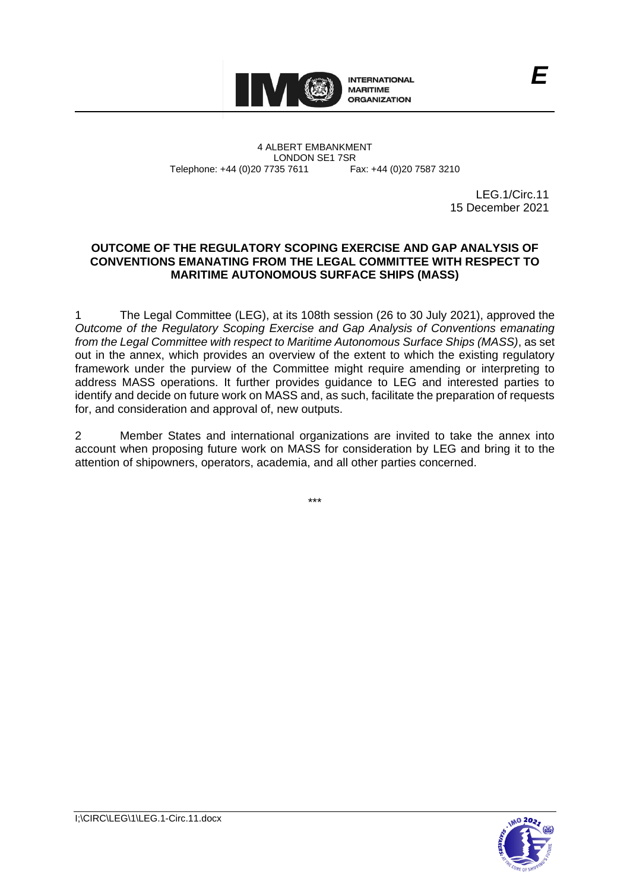E

INTERNATIONAL MARITIME ORGANIZATION

4 ALBERT EMBANKMENT
LONDON SE1 7SR
Telephone: +44 (0)20 7735 7611 Fax: +44 (0)20 7587 3210

LEG.1/Circ.11
15 December 2021

**OUTCOME OF THE REGULATORY SCOPING EXERCISE AND GAP ANALYSIS OF CONVENTIONS EMANATING FROM THE LEGAL COMMITTEE WITH RESPECT TO MARITIME AUTONOMOUS SURFACE SHIPS (MASS)**

1 The Legal Committee (LEG), at its 108th session (26 to 30 July 2021), approved the *Outcome of the Regulatory Scoping Exercise and Gap Analysis of Conventions emanating from the Legal Committee with respect to Maritime Autonomous Surface Ships (MASS)*, as set out in the annex, which provides an overview of the extent to which the existing regulatory framework under the purview of the Committee might require amending or interpreting to address MASS operations. It further provides guidance to LEG and interested parties to identify and decide on future work on MASS and, as such, facilitate the preparation of requests for, and consideration and approval of, new outputs.

2 Member States and international organizations are invited to take the annex into account when proposing future work on MASS for consideration by LEG and bring it to the attention of shipowners, operators, academia, and all other parties concerned.

\*\*\*

I;\CIRC\LEG\1\LEG.1-Circ.11.docx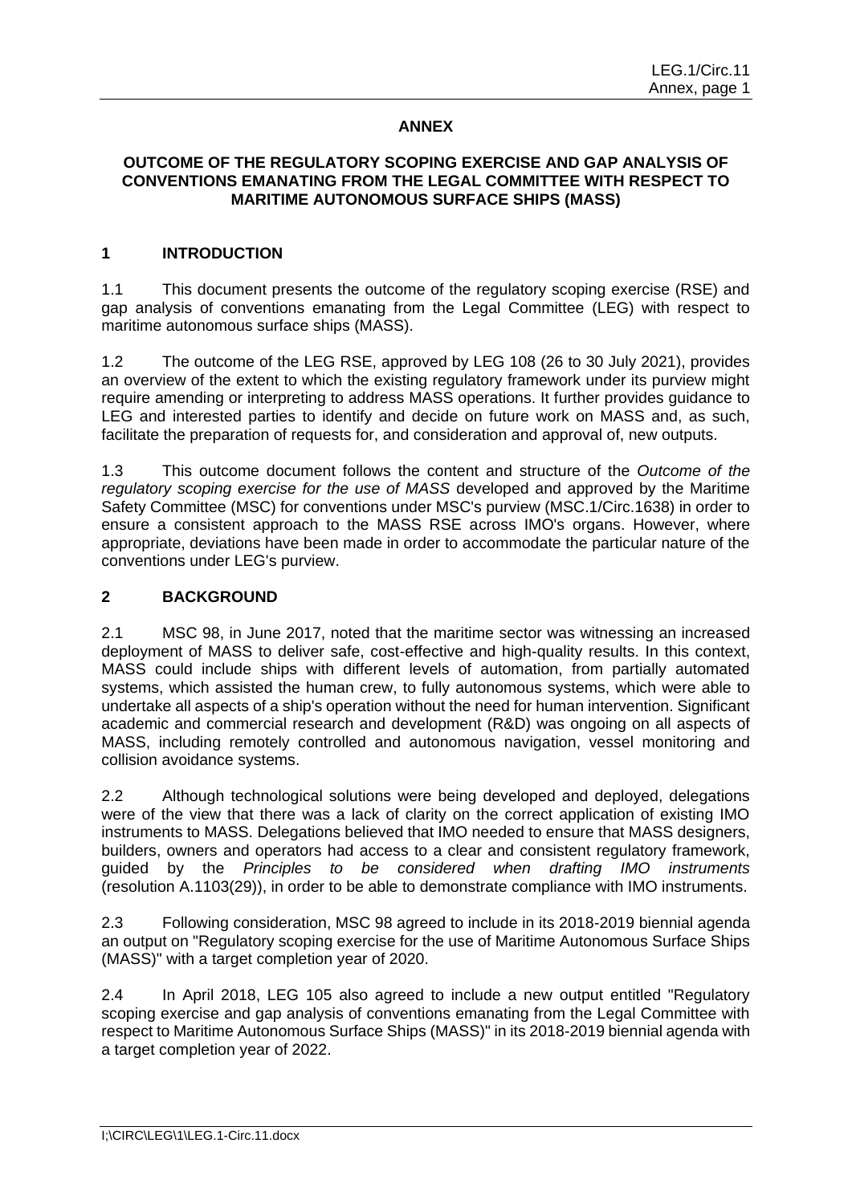# ANNEX

## OUTCOME OF THE REGULATORY SCOPING EXERCISE AND GAP ANALYSIS OF CONVENTIONS EMANATING FROM THE LEGAL COMMITTEE WITH RESPECT TO MARITIME AUTONOMOUS SURFACE SHIPS (MASS)

## 1 INTRODUCTION

1.1 This document presents the outcome of the regulatory scoping exercise (RSE) and gap analysis of conventions emanating from the Legal Committee (LEG) with respect to maritime autonomous surface ships (MASS).

1.2 The outcome of the LEG RSE, approved by LEG 108 (26 to 30 July 2021), provides an overview of the extent to which the existing regulatory framework under its purview might require amending or interpreting to address MASS operations. It further provides guidance to LEG and interested parties to identify and decide on future work on MASS and, as such, facilitate the preparation of requests for, and consideration and approval of, new outputs.

1.3 This outcome document follows the content and structure of the *Outcome of the regulatory scoping exercise for the use of MASS* developed and approved by the Maritime Safety Committee (MSC) for conventions under MSC's purview (MSC.1/Circ.1638) in order to ensure a consistent approach to the MASS RSE across IMO's organs. However, where appropriate, deviations have been made in order to accommodate the particular nature of the conventions under LEG's purview.

## 2 BACKGROUND

2.1 MSC 98, in June 2017, noted that the maritime sector was witnessing an increased deployment of MASS to deliver safe, cost-effective and high-quality results. In this context, MASS could include ships with different levels of automation, from partially automated systems, which assisted the human crew, to fully autonomous systems, which were able to undertake all aspects of a ship's operation without the need for human intervention. Significant academic and commercial research and development (R&D) was ongoing on all aspects of MASS, including remotely controlled and autonomous navigation, vessel monitoring and collision avoidance systems.

2.2 Although technological solutions were being developed and deployed, delegations were of the view that there was a lack of clarity on the correct application of existing IMO instruments to MASS. Delegations believed that IMO needed to ensure that MASS designers, builders, owners and operators had access to a clear and consistent regulatory framework, guided by the *Principles to be considered when drafting IMO instruments* (resolution A.1103(29)), in order to be able to demonstrate compliance with IMO instruments.

2.3 Following consideration, MSC 98 agreed to include in its 2018-2019 biennial agenda an output on "Regulatory scoping exercise for the use of Maritime Autonomous Surface Ships (MASS)" with a target completion year of 2020.

2.4 In April 2018, LEG 105 also agreed to include a new output entitled "Regulatory scoping exercise and gap analysis of conventions emanating from the Legal Committee with respect to Maritime Autonomous Surface Ships (MASS)" in its 2018-2019 biennial agenda with a target completion year of 2022.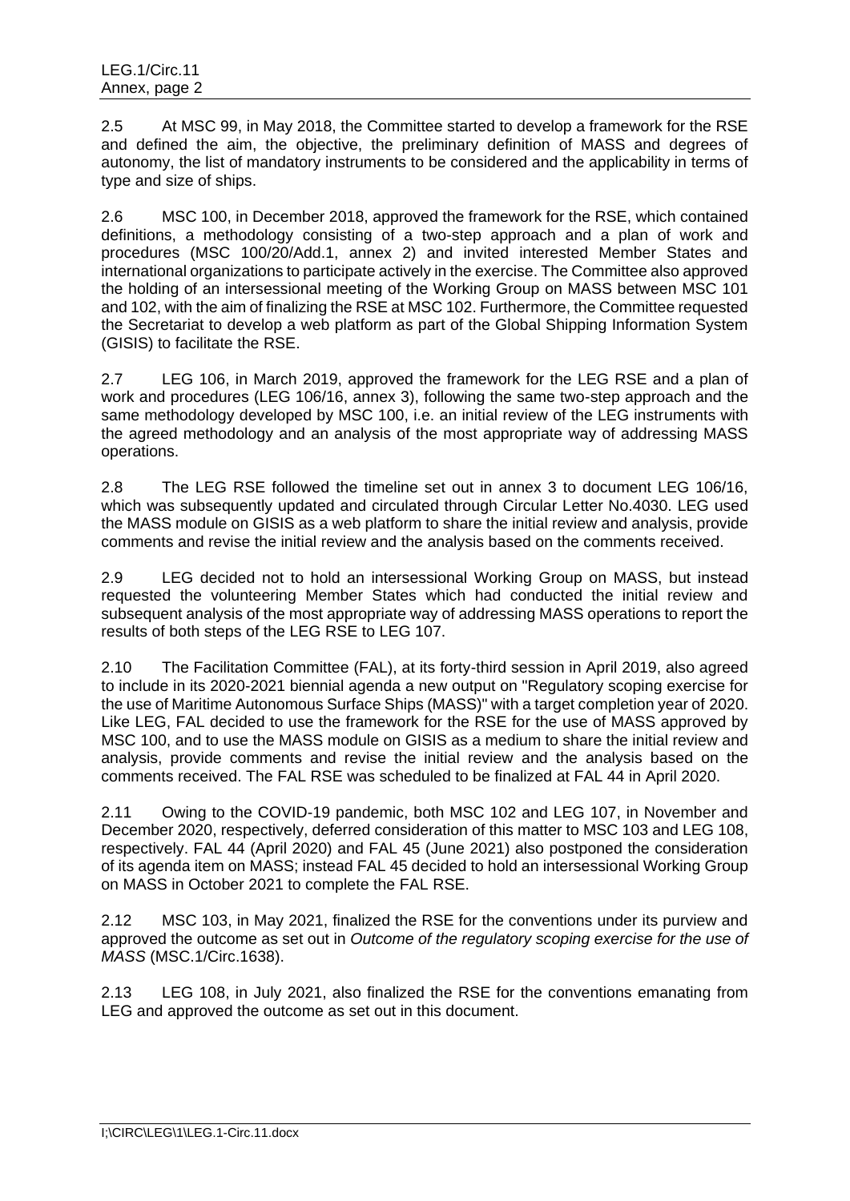2.5 At MSC 99, in May 2018, the Committee started to develop a framework for the RSE and defined the aim, the objective, the preliminary definition of MASS and degrees of autonomy, the list of mandatory instruments to be considered and the applicability in terms of type and size of ships.

2.6 MSC 100, in December 2018, approved the framework for the RSE, which contained definitions, a methodology consisting of a two-step approach and a plan of work and procedures (MSC 100/20/Add.1, annex 2) and invited interested Member States and international organizations to participate actively in the exercise. The Committee also approved the holding of an intersessional meeting of the Working Group on MASS between MSC 101 and 102, with the aim of finalizing the RSE at MSC 102. Furthermore, the Committee requested the Secretariat to develop a web platform as part of the Global Shipping Information System (GISIS) to facilitate the RSE.

2.7 LEG 106, in March 2019, approved the framework for the LEG RSE and a plan of work and procedures (LEG 106/16, annex 3), following the same two-step approach and the same methodology developed by MSC 100, i.e. an initial review of the LEG instruments with the agreed methodology and an analysis of the most appropriate way of addressing MASS operations.

2.8 The LEG RSE followed the timeline set out in annex 3 to document LEG 106/16, which was subsequently updated and circulated through Circular Letter No.4030. LEG used the MASS module on GISIS as a web platform to share the initial review and analysis, provide comments and revise the initial review and the analysis based on the comments received.

2.9 LEG decided not to hold an intersessional Working Group on MASS, but instead requested the volunteering Member States which had conducted the initial review and subsequent analysis of the most appropriate way of addressing MASS operations to report the results of both steps of the LEG RSE to LEG 107.

2.10 The Facilitation Committee (FAL), at its forty-third session in April 2019, also agreed to include in its 2020-2021 biennial agenda a new output on "Regulatory scoping exercise for the use of Maritime Autonomous Surface Ships (MASS)" with a target completion year of 2020. Like LEG, FAL decided to use the framework for the RSE for the use of MASS approved by MSC 100, and to use the MASS module on GISIS as a medium to share the initial review and analysis, provide comments and revise the initial review and the analysis based on the comments received. The FAL RSE was scheduled to be finalized at FAL 44 in April 2020.

2.11 Owing to the COVID-19 pandemic, both MSC 102 and LEG 107, in November and December 2020, respectively, deferred consideration of this matter to MSC 103 and LEG 108, respectively. FAL 44 (April 2020) and FAL 45 (June 2021) also postponed the consideration of its agenda item on MASS; instead FAL 45 decided to hold an intersessional Working Group on MASS in October 2021 to complete the FAL RSE.

2.12 MSC 103, in May 2021, finalized the RSE for the conventions under its purview and approved the outcome as set out in *Outcome of the regulatory scoping exercise for the use of MASS* (MSC.1/Circ.1638).

2.13 LEG 108, in July 2021, also finalized the RSE for the conventions emanating from LEG and approved the outcome as set out in this document.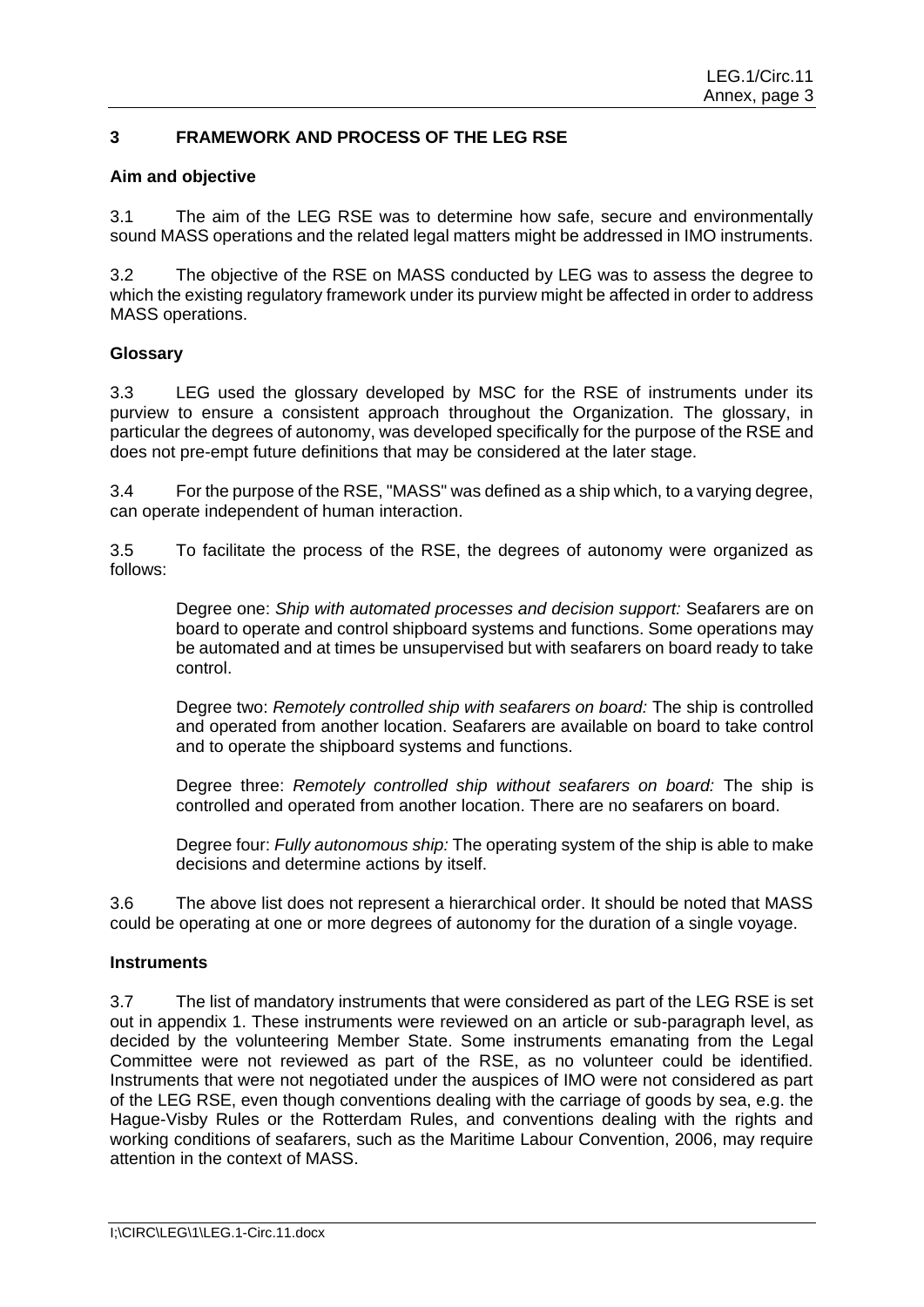## 3 FRAMEWORK AND PROCESS OF THE LEG RSE

### Aim and objective

3.1 The aim of the LEG RSE was to determine how safe, secure and environmentally sound MASS operations and the related legal matters might be addressed in IMO instruments.

3.2 The objective of the RSE on MASS conducted by LEG was to assess the degree to which the existing regulatory framework under its purview might be affected in order to address MASS operations.

### Glossary

3.3 LEG used the glossary developed by MSC for the RSE of instruments under its purview to ensure a consistent approach throughout the Organization. The glossary, in particular the degrees of autonomy, was developed specifically for the purpose of the RSE and does not pre-empt future definitions that may be considered at the later stage.

3.4 For the purpose of the RSE, "MASS" was defined as a ship which, to a varying degree, can operate independent of human interaction.

3.5 To facilitate the process of the RSE, the degrees of autonomy were organized as follows:

> Degree one: *Ship with automated processes and decision support:* Seafarers are on board to operate and control shipboard systems and functions. Some operations may be automated and at times be unsupervised but with seafarers on board ready to take control.
>
> Degree two: *Remotely controlled ship with seafarers on board:* The ship is controlled and operated from another location. Seafarers are available on board to take control and to operate the shipboard systems and functions.
>
> Degree three: *Remotely controlled ship without seafarers on board:* The ship is controlled and operated from another location. There are no seafarers on board.
>
> Degree four: *Fully autonomous ship:* The operating system of the ship is able to make decisions and determine actions by itself.

3.6 The above list does not represent a hierarchical order. It should be noted that MASS could be operating at one or more degrees of autonomy for the duration of a single voyage.

### Instruments

3.7 The list of mandatory instruments that were considered as part of the LEG RSE is set out in appendix 1. These instruments were reviewed on an article or sub-paragraph level, as decided by the volunteering Member State. Some instruments emanating from the Legal Committee were not reviewed as part of the RSE, as no volunteer could be identified. Instruments that were not negotiated under the auspices of IMO were not considered as part of the LEG RSE, even though conventions dealing with the carriage of goods by sea, e.g. the Hague-Visby Rules or the Rotterdam Rules, and conventions dealing with the rights and working conditions of seafarers, such as the Maritime Labour Convention, 2006, may require attention in the context of MASS.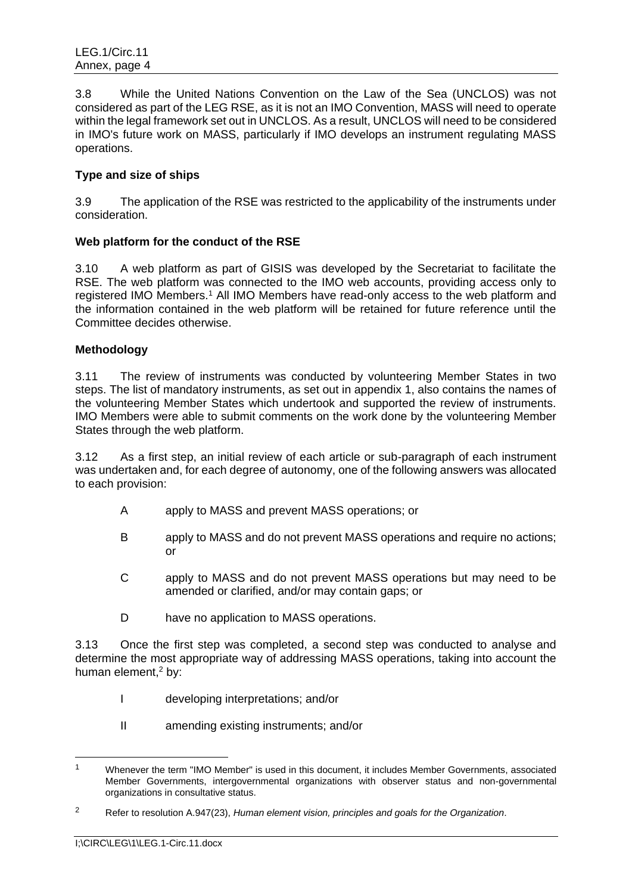3.8 While the United Nations Convention on the Law of the Sea (UNCLOS) was not considered as part of the LEG RSE, as it is not an IMO Convention, MASS will need to operate within the legal framework set out in UNCLOS. As a result, UNCLOS will need to be considered in IMO's future work on MASS, particularly if IMO develops an instrument regulating MASS operations.

**Type and size of ships**

3.9 The application of the RSE was restricted to the applicability of the instruments under consideration.

**Web platform for the conduct of the RSE**

3.10 A web platform as part of GISIS was developed by the Secretariat to facilitate the RSE. The web platform was connected to the IMO web accounts, providing access only to registered IMO Members.[1] All IMO Members have read-only access to the web platform and the information contained in the web platform will be retained for future reference until the Committee decides otherwise.

**Methodology**

3.11 The review of instruments was conducted by volunteering Member States in two steps. The list of mandatory instruments, as set out in appendix 1, also contains the names of the volunteering Member States which undertook and supported the review of instruments. IMO Members were able to submit comments on the work done by the volunteering Member States through the web platform.

3.12 As a first step, an initial review of each article or sub-paragraph of each instrument was undertaken and, for each degree of autonomy, one of the following answers was allocated to each provision:

- A apply to MASS and prevent MASS operations; or
- B apply to MASS and do not prevent MASS operations and require no actions; or
- C apply to MASS and do not prevent MASS operations but may need to be amended or clarified, and/or may contain gaps; or
- D have no application to MASS operations.

3.13 Once the first step was completed, a second step was conducted to analyse and determine the most appropriate way of addressing MASS operations, taking into account the human element,[2] by:

- I developing interpretations; and/or
- II amending existing instruments; and/or

---

[1] Whenever the term "IMO Member" is used in this document, it includes Member Governments, associated Member Governments, intergovernmental organizations with observer status and non-governmental organizations in consultative status.

[2] Refer to resolution A.947(23), *Human element vision, principles and goals for the Organization*.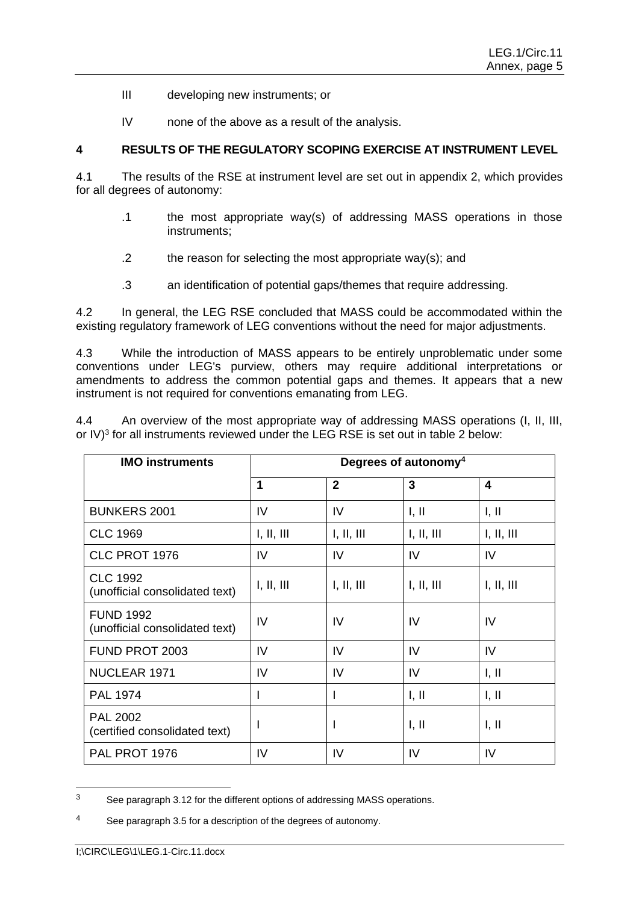III developing new instruments; or

IV none of the above as a result of the analysis.

## 4 RESULTS OF THE REGULATORY SCOPING EXERCISE AT INSTRUMENT LEVEL

4.1 The results of the RSE at instrument level are set out in appendix 2, which provides for all degrees of autonomy:

.1 the most appropriate way(s) of addressing MASS operations in those instruments;

.2 the reason for selecting the most appropriate way(s); and

.3 an identification of potential gaps/themes that require addressing.

4.2 In general, the LEG RSE concluded that MASS could be accommodated within the existing regulatory framework of LEG conventions without the need for major adjustments.

4.3 While the introduction of MASS appears to be entirely unproblematic under some conventions under LEG's purview, others may require additional interpretations or amendments to address the common potential gaps and themes. It appears that a new instrument is not required for conventions emanating from LEG.

4.4 An overview of the most appropriate way of addressing MASS operations (I, II, III, or IV)[3] for all instruments reviewed under the LEG RSE is set out in table 2 below:

| IMO instruments | Degrees of autonomy[4] | | | |
|---|---|---|---|---|
| | 1 | 2 | 3 | 4 |
| BUNKERS 2001 | IV | IV | I, II | I, II |
| CLC 1969 | I, II, III | I, II, III | I, II, III | I, II, III |
| CLC PROT 1976 | IV | IV | IV | IV |
| CLC 1992 (unofficial consolidated text) | I, II, III | I, II, III | I, II, III | I, II, III |
| FUND 1992 (unofficial consolidated text) | IV | IV | IV | IV |
| FUND PROT 2003 | IV | IV | IV | IV |
| NUCLEAR 1971 | IV | IV | IV | I, II |
| PAL 1974 | I | I | I, II | I, II |
| PAL 2002 (certified consolidated text) | I | I | I, II | I, II |
| PAL PROT 1976 | IV | IV | IV | IV |

[3] See paragraph 3.12 for the different options of addressing MASS operations.

[4] See paragraph 3.5 for a description of the degrees of autonomy.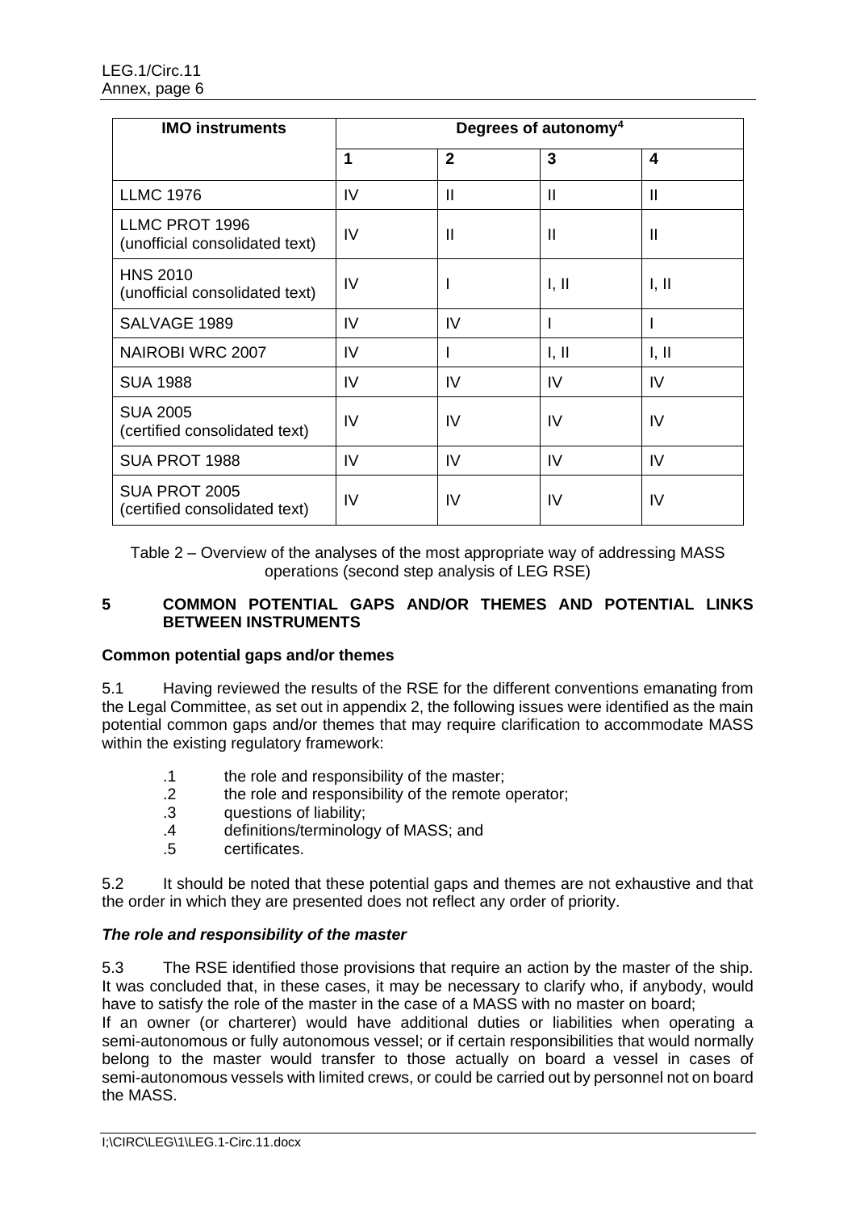| IMO instruments | Degrees of autonomy[4] | | | |
|---|---|---|---|---|
| | 1 | 2 | 3 | 4 |
| LLMC 1976 | IV | II | II | II |
| LLMC PROT 1996 (unofficial consolidated text) | IV | II | II | II |
| HNS 2010 (unofficial consolidated text) | IV | I | I, II | I, II |
| SALVAGE 1989 | IV | IV | I | I |
| NAIROBI WRC 2007 | IV | I | I, II | I, II |
| SUA 1988 | IV | IV | IV | IV |
| SUA 2005 (certified consolidated text) | IV | IV | IV | IV |
| SUA PROT 1988 | IV | IV | IV | IV |
| SUA PROT 2005 (certified consolidated text) | IV | IV | IV | IV |

Table 2 – Overview of the analyses of the most appropriate way of addressing MASS operations (second step analysis of LEG RSE)

## 5 COMMON POTENTIAL GAPS AND/OR THEMES AND POTENTIAL LINKS BETWEEN INSTRUMENTS

### Common potential gaps and/or themes

5.1 Having reviewed the results of the RSE for the different conventions emanating from the Legal Committee, as set out in appendix 2, the following issues were identified as the main potential common gaps and/or themes that may require clarification to accommodate MASS within the existing regulatory framework:

- .1 the role and responsibility of the master;
- .2 the role and responsibility of the remote operator;
- .3 questions of liability;
- .4 definitions/terminology of MASS; and
- .5 certificates.

5.2 It should be noted that these potential gaps and themes are not exhaustive and that the order in which they are presented does not reflect any order of priority.

### *The role and responsibility of the master*

5.3 The RSE identified those provisions that require an action by the master of the ship. It was concluded that, in these cases, it may be necessary to clarify who, if anybody, would have to satisfy the role of the master in the case of a MASS with no master on board;
If an owner (or charterer) would have additional duties or liabilities when operating a semi-autonomous or fully autonomous vessel; or if certain responsibilities that would normally belong to the master would transfer to those actually on board a vessel in cases of semi-autonomous vessels with limited crews, or could be carried out by personnel not on board the MASS.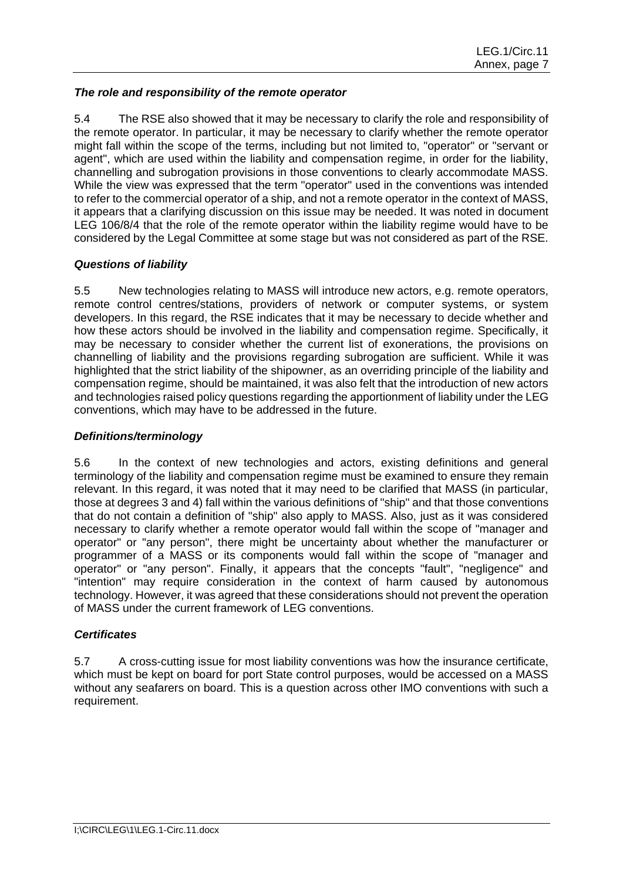***The role and responsibility of the remote operator***

5.4 The RSE also showed that it may be necessary to clarify the role and responsibility of the remote operator. In particular, it may be necessary to clarify whether the remote operator might fall within the scope of the terms, including but not limited to, "operator" or "servant or agent", which are used within the liability and compensation regime, in order for the liability, channelling and subrogation provisions in those conventions to clearly accommodate MASS. While the view was expressed that the term "operator" used in the conventions was intended to refer to the commercial operator of a ship, and not a remote operator in the context of MASS, it appears that a clarifying discussion on this issue may be needed. It was noted in document LEG 106/8/4 that the role of the remote operator within the liability regime would have to be considered by the Legal Committee at some stage but was not considered as part of the RSE.

***Questions of liability***

5.5 New technologies relating to MASS will introduce new actors, e.g. remote operators, remote control centres/stations, providers of network or computer systems, or system developers. In this regard, the RSE indicates that it may be necessary to decide whether and how these actors should be involved in the liability and compensation regime. Specifically, it may be necessary to consider whether the current list of exonerations, the provisions on channelling of liability and the provisions regarding subrogation are sufficient. While it was highlighted that the strict liability of the shipowner, as an overriding principle of the liability and compensation regime, should be maintained, it was also felt that the introduction of new actors and technologies raised policy questions regarding the apportionment of liability under the LEG conventions, which may have to be addressed in the future.

***Definitions/terminology***

5.6 In the context of new technologies and actors, existing definitions and general terminology of the liability and compensation regime must be examined to ensure they remain relevant. In this regard, it was noted that it may need to be clarified that MASS (in particular, those at degrees 3 and 4) fall within the various definitions of "ship" and that those conventions that do not contain a definition of "ship" also apply to MASS. Also, just as it was considered necessary to clarify whether a remote operator would fall within the scope of "manager and operator" or "any person", there might be uncertainty about whether the manufacturer or programmer of a MASS or its components would fall within the scope of "manager and operator" or "any person". Finally, it appears that the concepts "fault", "negligence" and "intention" may require consideration in the context of harm caused by autonomous technology. However, it was agreed that these considerations should not prevent the operation of MASS under the current framework of LEG conventions.

***Certificates***

5.7 A cross-cutting issue for most liability conventions was how the insurance certificate, which must be kept on board for port State control purposes, would be accessed on a MASS without any seafarers on board. This is a question across other IMO conventions with such a requirement.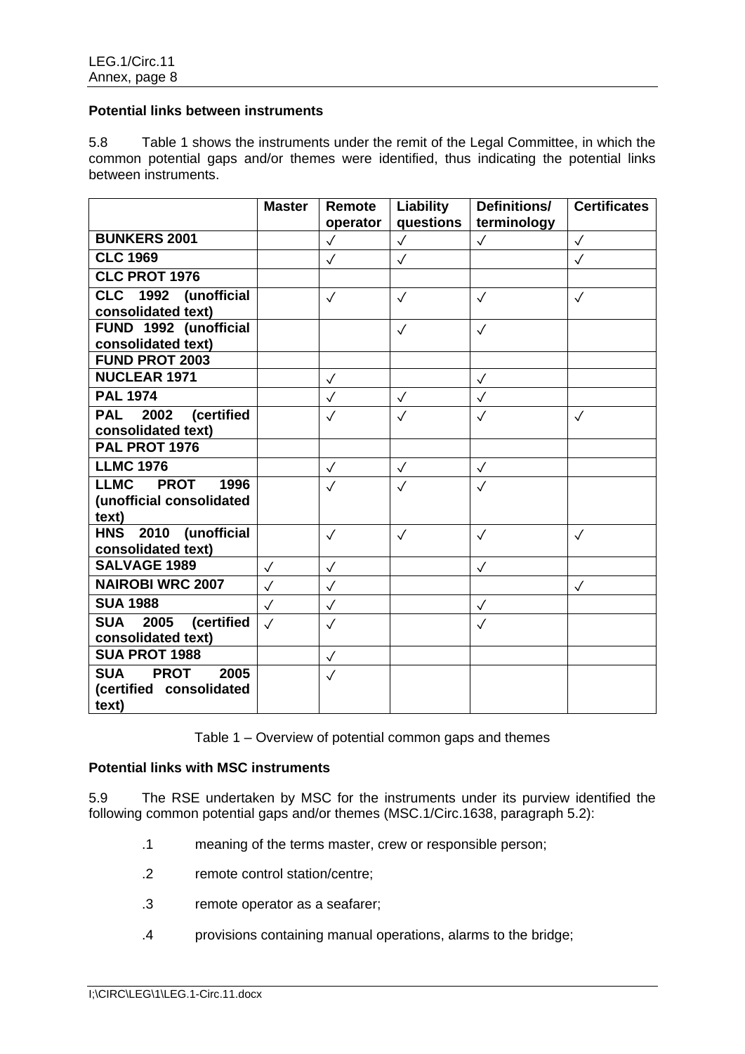**Potential links between instruments**

5.8 Table 1 shows the instruments under the remit of the Legal Committee, in which the common potential gaps and/or themes were identified, thus indicating the potential links between instruments.

| | Master | Remote operator | Liability questions | Definitions/ terminology | Certificates |
|---|---|---|---|---|---|
| **BUNKERS 2001** | | ✓ | ✓ | ✓ | ✓ |
| **CLC 1969** | | ✓ | ✓ | | ✓ |
| **CLC PROT 1976** | | | | | |
| **CLC 1992 (unofficial consolidated text)** | | ✓ | ✓ | ✓ | ✓ |
| **FUND 1992 (unofficial consolidated text)** | | | ✓ | ✓ | |
| **FUND PROT 2003** | | | | | |
| **NUCLEAR 1971** | | ✓ | | ✓ | |
| **PAL 1974** | | ✓ | ✓ | ✓ | |
| **PAL 2002 (certified consolidated text)** | | ✓ | ✓ | ✓ | ✓ |
| **PAL PROT 1976** | | | | | |
| **LLMC 1976** | | ✓ | ✓ | ✓ | |
| **LLMC PROT 1996 (unofficial consolidated text)** | | ✓ | ✓ | ✓ | |
| **HNS 2010 (unofficial consolidated text)** | | ✓ | ✓ | ✓ | ✓ |
| **SALVAGE 1989** | ✓ | ✓ | | ✓ | |
| **NAIROBI WRC 2007** | ✓ | ✓ | | | ✓ |
| **SUA 1988** | ✓ | ✓ | | ✓ | |
| **SUA 2005 (certified consolidated text)** | ✓ | ✓ | | ✓ | |
| **SUA PROT 1988** | | ✓ | | | |
| **SUA PROT 2005 (certified consolidated text)** | | ✓ | | | |

Table 1 – Overview of potential common gaps and themes

**Potential links with MSC instruments**

5.9 The RSE undertaken by MSC for the instruments under its purview identified the following common potential gaps and/or themes (MSC.1/Circ.1638, paragraph 5.2):

.1 meaning of the terms master, crew or responsible person;

.2 remote control station/centre;

.3 remote operator as a seafarer;

.4 provisions containing manual operations, alarms to the bridge;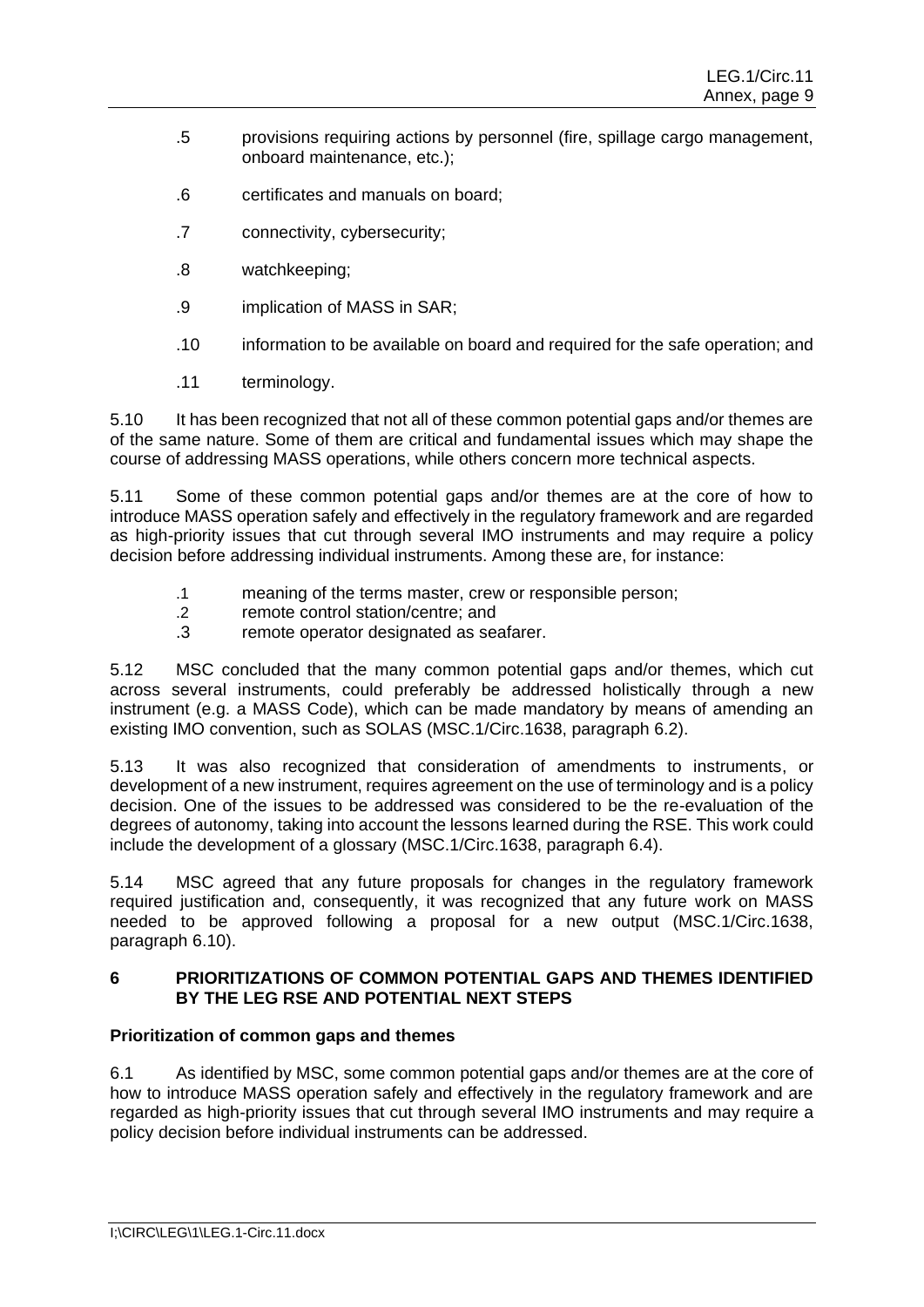.5 provisions requiring actions by personnel (fire, spillage cargo management, onboard maintenance, etc.);

.6 certificates and manuals on board;

.7 connectivity, cybersecurity;

.8 watchkeeping;

.9 implication of MASS in SAR;

.10 information to be available on board and required for the safe operation; and

.11 terminology.

5.10 It has been recognized that not all of these common potential gaps and/or themes are of the same nature. Some of them are critical and fundamental issues which may shape the course of addressing MASS operations, while others concern more technical aspects.

5.11 Some of these common potential gaps and/or themes are at the core of how to introduce MASS operation safely and effectively in the regulatory framework and are regarded as high-priority issues that cut through several IMO instruments and may require a policy decision before addressing individual instruments. Among these are, for instance:

.1 meaning of the terms master, crew or responsible person;
.2 remote control station/centre; and
.3 remote operator designated as seafarer.

5.12 MSC concluded that the many common potential gaps and/or themes, which cut across several instruments, could preferably be addressed holistically through a new instrument (e.g. a MASS Code), which can be made mandatory by means of amending an existing IMO convention, such as SOLAS (MSC.1/Circ.1638, paragraph 6.2).

5.13 It was also recognized that consideration of amendments to instruments, or development of a new instrument, requires agreement on the use of terminology and is a policy decision. One of the issues to be addressed was considered to be the re-evaluation of the degrees of autonomy, taking into account the lessons learned during the RSE. This work could include the development of a glossary (MSC.1/Circ.1638, paragraph 6.4).

5.14 MSC agreed that any future proposals for changes in the regulatory framework required justification and, consequently, it was recognized that any future work on MASS needed to be approved following a proposal for a new output (MSC.1/Circ.1638, paragraph 6.10).

## 6 PRIORITIZATIONS OF COMMON POTENTIAL GAPS AND THEMES IDENTIFIED BY THE LEG RSE AND POTENTIAL NEXT STEPS

### Prioritization of common gaps and themes

6.1 As identified by MSC, some common potential gaps and/or themes are at the core of how to introduce MASS operation safely and effectively in the regulatory framework and are regarded as high-priority issues that cut through several IMO instruments and may require a policy decision before individual instruments can be addressed.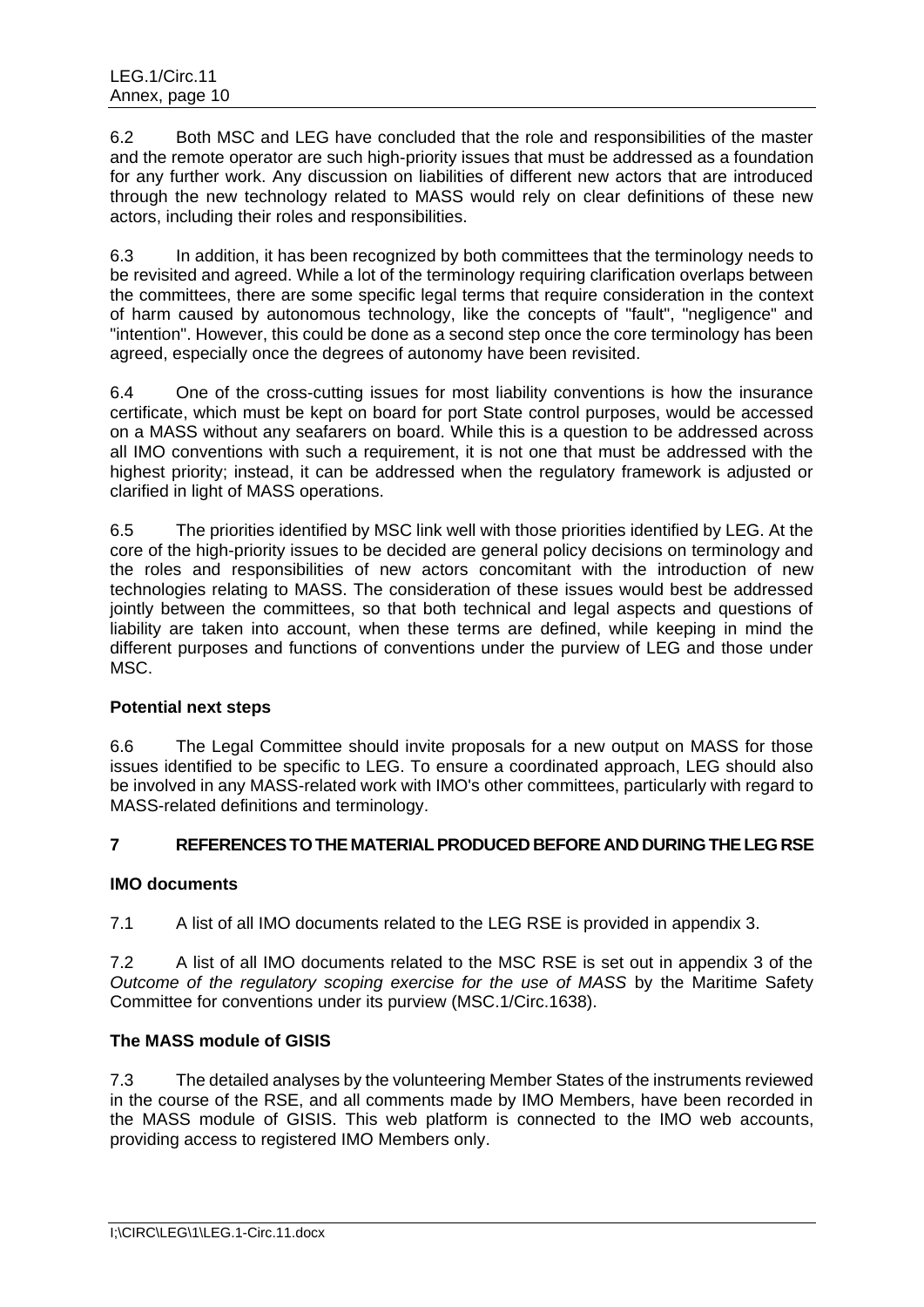6.2 Both MSC and LEG have concluded that the role and responsibilities of the master and the remote operator are such high-priority issues that must be addressed as a foundation for any further work. Any discussion on liabilities of different new actors that are introduced through the new technology related to MASS would rely on clear definitions of these new actors, including their roles and responsibilities.

6.3 In addition, it has been recognized by both committees that the terminology needs to be revisited and agreed. While a lot of the terminology requiring clarification overlaps between the committees, there are some specific legal terms that require consideration in the context of harm caused by autonomous technology, like the concepts of "fault", "negligence" and "intention". However, this could be done as a second step once the core terminology has been agreed, especially once the degrees of autonomy have been revisited.

6.4 One of the cross-cutting issues for most liability conventions is how the insurance certificate, which must be kept on board for port State control purposes, would be accessed on a MASS without any seafarers on board. While this is a question to be addressed across all IMO conventions with such a requirement, it is not one that must be addressed with the highest priority; instead, it can be addressed when the regulatory framework is adjusted or clarified in light of MASS operations.

6.5 The priorities identified by MSC link well with those priorities identified by LEG. At the core of the high-priority issues to be decided are general policy decisions on terminology and the roles and responsibilities of new actors concomitant with the introduction of new technologies relating to MASS. The consideration of these issues would best be addressed jointly between the committees, so that both technical and legal aspects and questions of liability are taken into account, when these terms are defined, while keeping in mind the different purposes and functions of conventions under the purview of LEG and those under MSC.

### Potential next steps

6.6 The Legal Committee should invite proposals for a new output on MASS for those issues identified to be specific to LEG. To ensure a coordinated approach, LEG should also be involved in any MASS-related work with IMO's other committees, particularly with regard to MASS-related definitions and terminology.

## 7 REFERENCES TO THE MATERIAL PRODUCED BEFORE AND DURING THE LEG RSE

### IMO documents

7.1 A list of all IMO documents related to the LEG RSE is provided in appendix 3.

7.2 A list of all IMO documents related to the MSC RSE is set out in appendix 3 of the *Outcome of the regulatory scoping exercise for the use of MASS* by the Maritime Safety Committee for conventions under its purview (MSC.1/Circ.1638).

### The MASS module of GISIS

7.3 The detailed analyses by the volunteering Member States of the instruments reviewed in the course of the RSE, and all comments made by IMO Members, have been recorded in the MASS module of GISIS. This web platform is connected to the IMO web accounts, providing access to registered IMO Members only.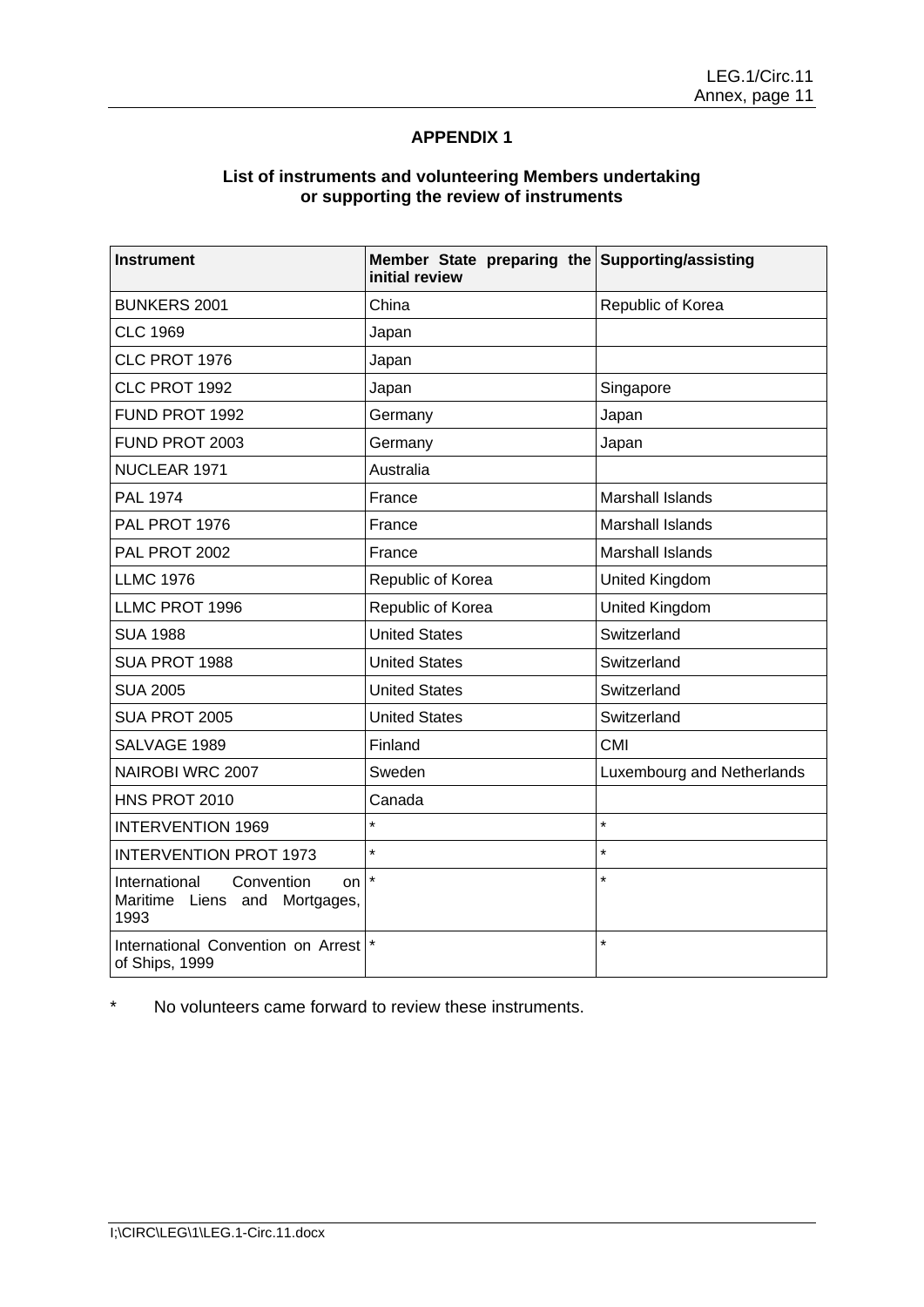## APPENDIX 1

### List of instruments and volunteering Members undertaking or supporting the review of instruments

| Instrument | Member State preparing the initial review | Supporting/assisting |
|---|---|---|
| BUNKERS 2001 | China | Republic of Korea |
| CLC 1969 | Japan | |
| CLC PROT 1976 | Japan | |
| CLC PROT 1992 | Japan | Singapore |
| FUND PROT 1992 | Germany | Japan |
| FUND PROT 2003 | Germany | Japan |
| NUCLEAR 1971 | Australia | |
| PAL 1974 | France | Marshall Islands |
| PAL PROT 1976 | France | Marshall Islands |
| PAL PROT 2002 | France | Marshall Islands |
| LLMC 1976 | Republic of Korea | United Kingdom |
| LLMC PROT 1996 | Republic of Korea | United Kingdom |
| SUA 1988 | United States | Switzerland |
| SUA PROT 1988 | United States | Switzerland |
| SUA 2005 | United States | Switzerland |
| SUA PROT 2005 | United States | Switzerland |
| SALVAGE 1989 | Finland | CMI |
| NAIROBI WRC 2007 | Sweden | Luxembourg and Netherlands |
| HNS PROT 2010 | Canada | |
| INTERVENTION 1969 | * | * |
| INTERVENTION PROT 1973 | * | * |
| International Convention on Maritime Liens and Mortgages, 1993 | * | * |
| International Convention on Arrest of Ships, 1999 | * | * |

\* No volunteers came forward to review these instruments.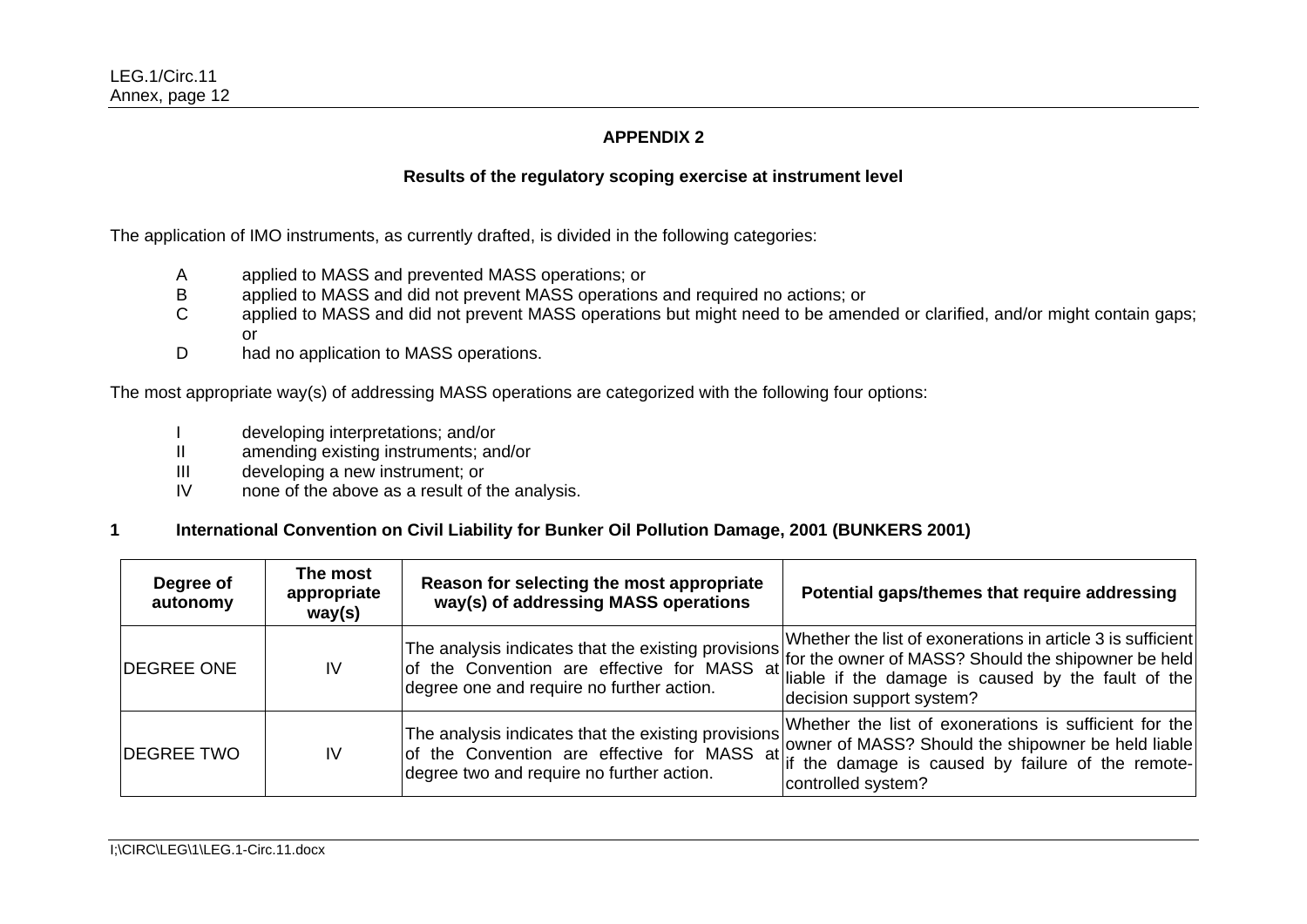## APPENDIX 2

### Results of the regulatory scoping exercise at instrument level

The application of IMO instruments, as currently drafted, is divided in the following categories:

- A applied to MASS and prevented MASS operations; or
- B applied to MASS and did not prevent MASS operations and required no actions; or
- C applied to MASS and did not prevent MASS operations but might need to be amended or clarified, and/or might contain gaps; or
- D had no application to MASS operations.

The most appropriate way(s) of addressing MASS operations are categorized with the following four options:

- I developing interpretations; and/or
- II amending existing instruments; and/or
- III developing a new instrument; or
- IV none of the above as a result of the analysis.

### 1 International Convention on Civil Liability for Bunker Oil Pollution Damage, 2001 (BUNKERS 2001)

| Degree of autonomy | The most appropriate way(s) | Reason for selecting the most appropriate way(s) of addressing MASS operations | Potential gaps/themes that require addressing |
|---|---|---|---|
| DEGREE ONE | IV | The analysis indicates that the existing provisions of the Convention are effective for MASS at degree one and require no further action. | Whether the list of exonerations in article 3 is sufficient for the owner of MASS? Should the shipowner be held liable if the damage is caused by the fault of the decision support system? |
| DEGREE TWO | IV | The analysis indicates that the existing provisions of the Convention are effective for MASS at degree two and require no further action. | Whether the list of exonerations is sufficient for the owner of MASS? Should the shipowner be held liable if the damage is caused by failure of the remote-controlled system? |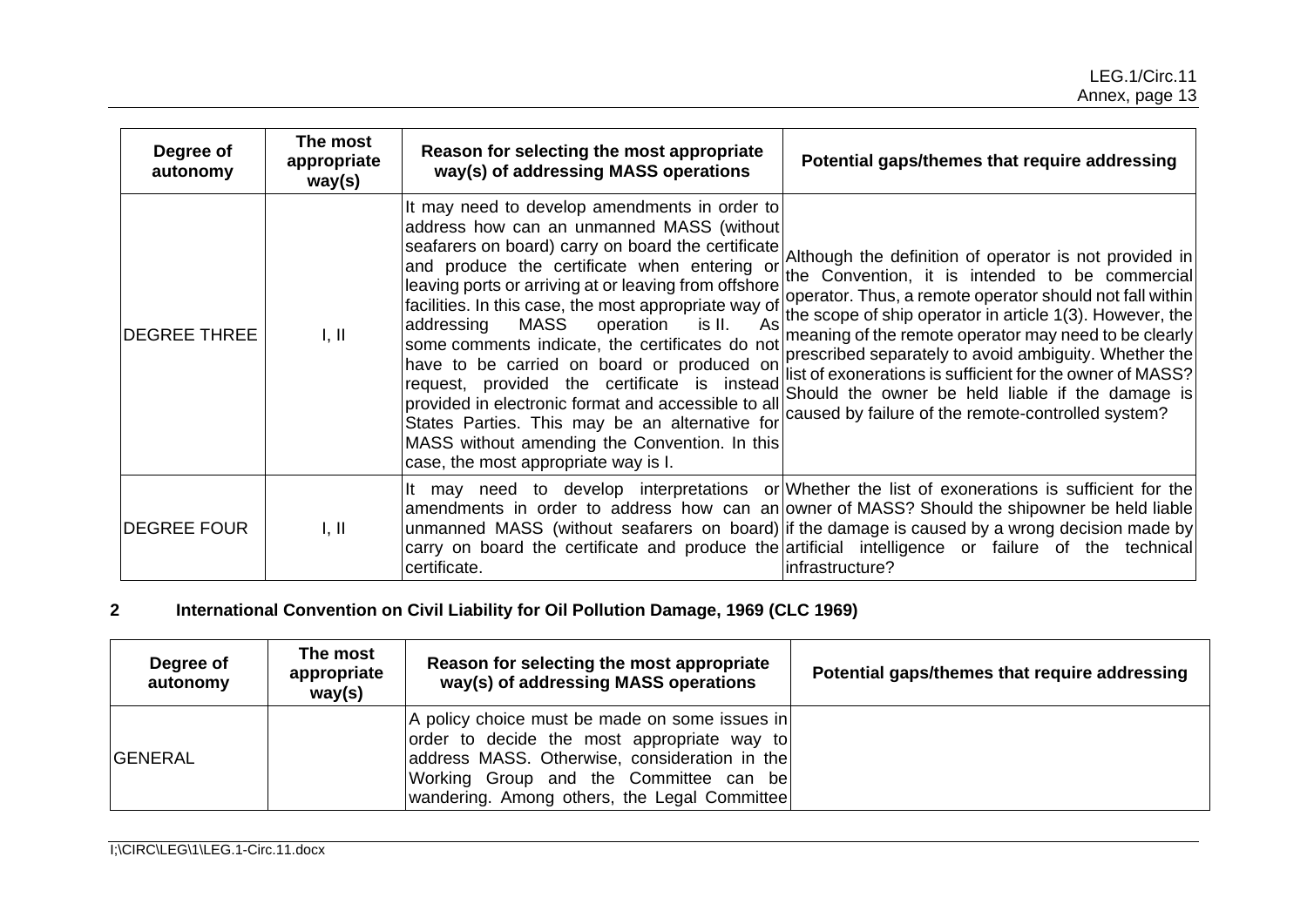| Degree of autonomy | The most appropriate way(s) | Reason for selecting the most appropriate way(s) of addressing MASS operations | Potential gaps/themes that require addressing |
|---|---|---|---|
| DEGREE THREE | I, II | It may need to develop amendments in order to address how can an unmanned MASS (without seafarers on board) carry on board the certificate and produce the certificate when entering or leaving ports or arriving at or leaving from offshore facilities. In this case, the most appropriate way of addressing MASS operation is II. As some comments indicate, the certificates do not have to be carried on board or produced on request, provided the certificate is instead provided in electronic format and accessible to all States Parties. This may be an alternative for MASS without amending the Convention. In this case, the most appropriate way is I. | Although the definition of operator is not provided in the Convention, it is intended to be commercial operator. Thus, a remote operator should not fall within the scope of ship operator in article 1(3). However, the meaning of the remote operator may need to be clearly prescribed separately to avoid ambiguity. Whether the list of exonerations is sufficient for the owner of MASS? Should the owner be held liable if the damage is caused by failure of the remote-controlled system? |
| DEGREE FOUR | I, II | It may need to develop interpretations or amendments in order to address how can an unmanned MASS (without seafarers on board) carry on board the certificate and produce the certificate. | Whether the list of exonerations is sufficient for the owner of MASS? Should the shipowner be held liable if the damage is caused by a wrong decision made by artificial intelligence or failure of the technical infrastructure? |

## 2 International Convention on Civil Liability for Oil Pollution Damage, 1969 (CLC 1969)

| Degree of autonomy | The most appropriate way(s) | Reason for selecting the most appropriate way(s) of addressing MASS operations | Potential gaps/themes that require addressing |
|---|---|---|---|
| GENERAL | | A policy choice must be made on some issues in order to decide the most appropriate way to address MASS. Otherwise, consideration in the Working Group and the Committee can be wandering. Among others, the Legal Committee | |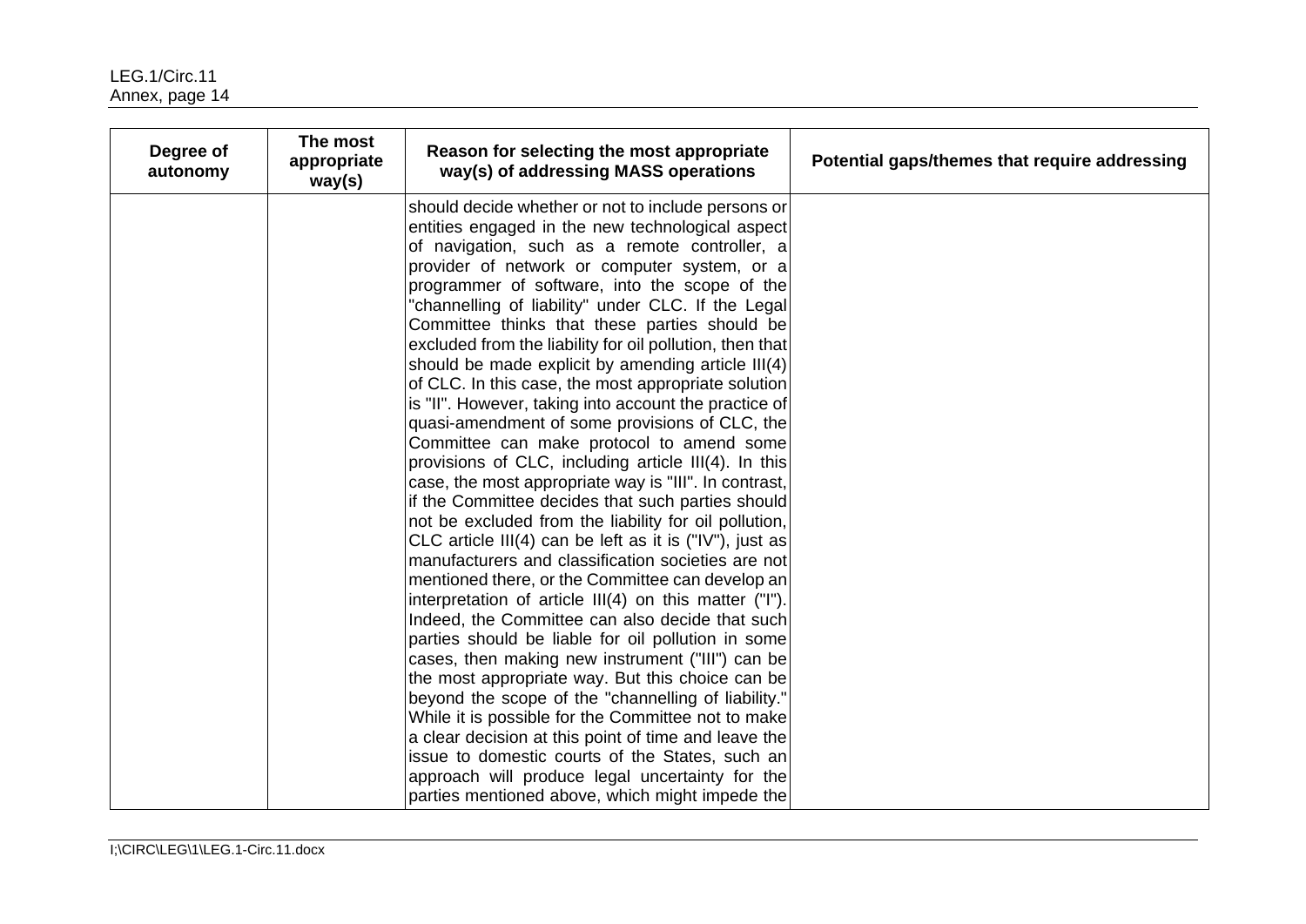| Degree of autonomy | The most appropriate way(s) | Reason for selecting the most appropriate way(s) of addressing MASS operations | Potential gaps/themes that require addressing |
|---|---|---|---|
| | | should decide whether or not to include persons or entities engaged in the new technological aspect of navigation, such as a remote controller, a provider of network or computer system, or a programmer of software, into the scope of the "channelling of liability" under CLC. If the Legal Committee thinks that these parties should be excluded from the liability for oil pollution, then that should be made explicit by amending article III(4) of CLC. In this case, the most appropriate solution is "II". However, taking into account the practice of quasi-amendment of some provisions of CLC, the Committee can make protocol to amend some provisions of CLC, including article III(4). In this case, the most appropriate way is "III". In contrast, if the Committee decides that such parties should not be excluded from the liability for oil pollution, CLC article III(4) can be left as it is ("IV"), just as manufacturers and classification societies are not mentioned there, or the Committee can develop an interpretation of article III(4) on this matter ("I"). Indeed, the Committee can also decide that such parties should be liable for oil pollution in some cases, then making new instrument ("III") can be the most appropriate way. But this choice can be beyond the scope of the "channelling of liability." While it is possible for the Committee not to make a clear decision at this point of time and leave the issue to domestic courts of the States, such an approach will produce legal uncertainty for the parties mentioned above, which might impede the | |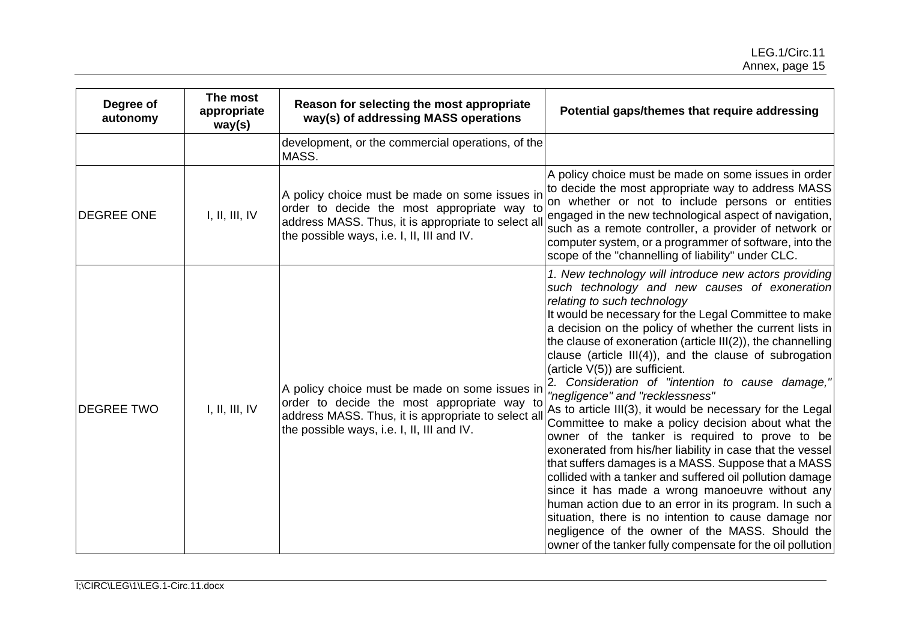| Degree of autonomy | The most appropriate way(s) | Reason for selecting the most appropriate way(s) of addressing MASS operations | Potential gaps/themes that require addressing |
|---|---|---|---|
| | | development, or the commercial operations, of the MASS. | |
| DEGREE ONE | I, II, III, IV | A policy choice must be made on some issues in order to decide the most appropriate way to address MASS. Thus, it is appropriate to select all the possible ways, i.e. I, II, III and IV. | A policy choice must be made on some issues in order to decide the most appropriate way to address MASS on whether or not to include persons or entities engaged in the new technological aspect of navigation, such as a remote controller, a provider of network or computer system, or a programmer of software, into the scope of the "channelling of liability" under CLC. |
| DEGREE TWO | I, II, III, IV | A policy choice must be made on some issues in order to decide the most appropriate way to address MASS. Thus, it is appropriate to select all the possible ways, i.e. I, II, III and IV. | *1. New technology will introduce new actors providing such technology and new causes of exoneration relating to such technology*<br>It would be necessary for the Legal Committee to make a decision on the policy of whether the current lists in the clause of exoneration (article III(2)), the channelling clause (article III(4)), and the clause of subrogation (article V(5)) are sufficient.<br>*2. Consideration of "intention to cause damage," "negligence" and "recklessness"*<br>As to article III(3), it would be necessary for the Legal Committee to make a policy decision about what the owner of the tanker is required to prove to be exonerated from his/her liability in case that the vessel that suffers damages is a MASS. Suppose that a MASS collided with a tanker and suffered oil pollution damage since it has made a wrong manoeuvre without any human action due to an error in its program. In such a situation, there is no intention to cause damage nor negligence of the owner of the MASS. Should the owner of the tanker fully compensate for the oil pollution |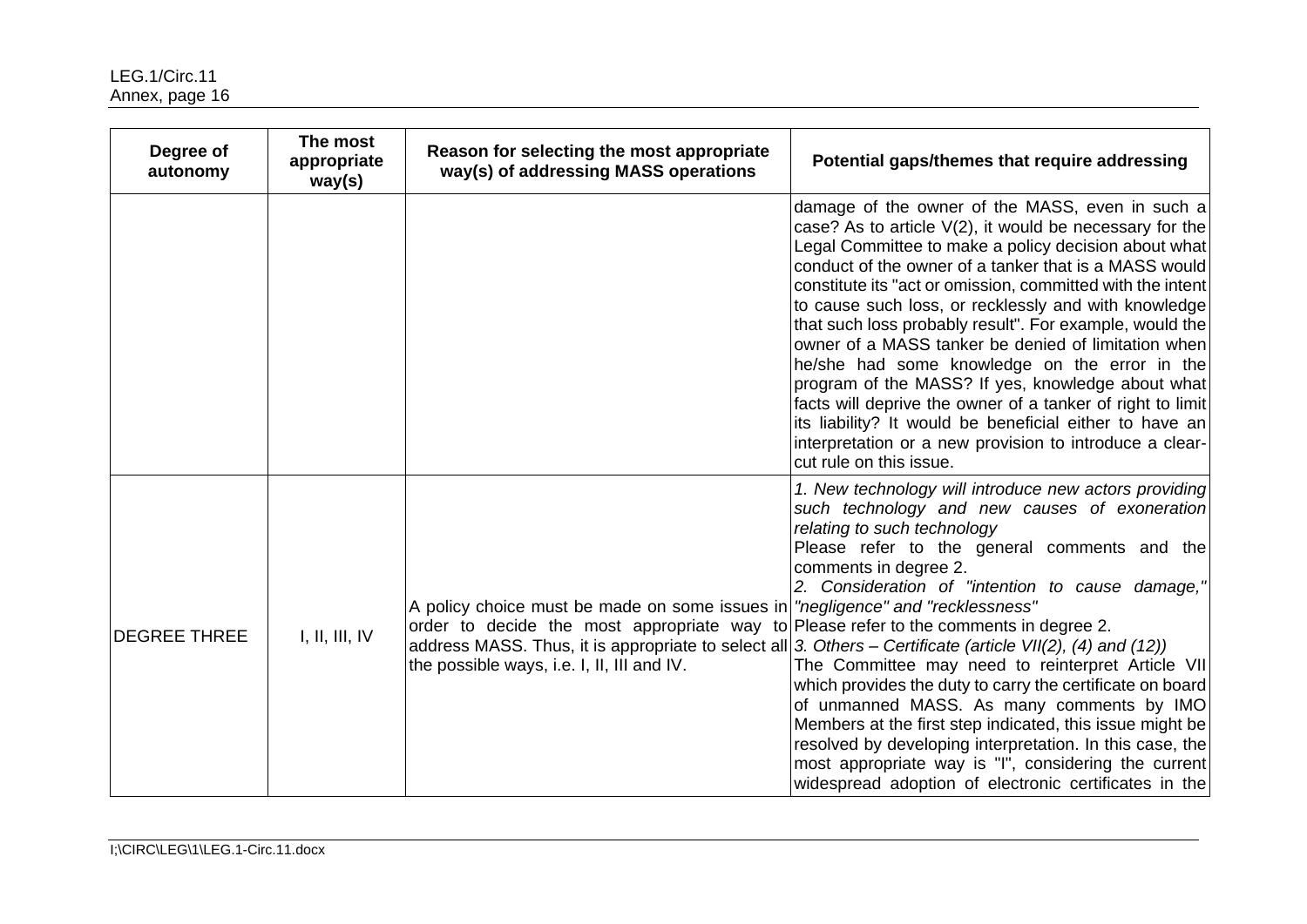| Degree of autonomy | The most appropriate way(s) | Reason for selecting the most appropriate way(s) of addressing MASS operations | Potential gaps/themes that require addressing |
|---|---|---|---|
| | | | damage of the owner of the MASS, even in such a case? As to article V(2), it would be necessary for the Legal Committee to make a policy decision about what conduct of the owner of a tanker that is a MASS would constitute its "act or omission, committed with the intent to cause such loss, or recklessly and with knowledge that such loss probably result". For example, would the owner of a MASS tanker be denied of limitation when he/she had some knowledge on the error in the program of the MASS? If yes, knowledge about what facts will deprive the owner of a tanker of right to limit its liability? It would be beneficial either to have an interpretation or a new provision to introduce a clear-cut rule on this issue. |
| DEGREE THREE | I, II, III, IV | A policy choice must be made on some issues in order to decide the most appropriate way to address MASS. Thus, it is appropriate to select all the possible ways, i.e. I, II, III and IV. | *1. New technology will introduce new actors providing such technology and new causes of exoneration relating to such technology*<br>Please refer to the general comments and the comments in degree 2.<br>*2. Consideration of "intention to cause damage," "negligence" and "recklessness"*<br>Please refer to the comments in degree 2.<br>*3. Others – Certificate (article VII(2), (4) and (12))*<br>The Committee may need to reinterpret Article VII which provides the duty to carry the certificate on board of unmanned MASS. As many comments by IMO Members at the first step indicated, this issue might be resolved by developing interpretation. In this case, the most appropriate way is "I", considering the current widespread adoption of electronic certificates in the |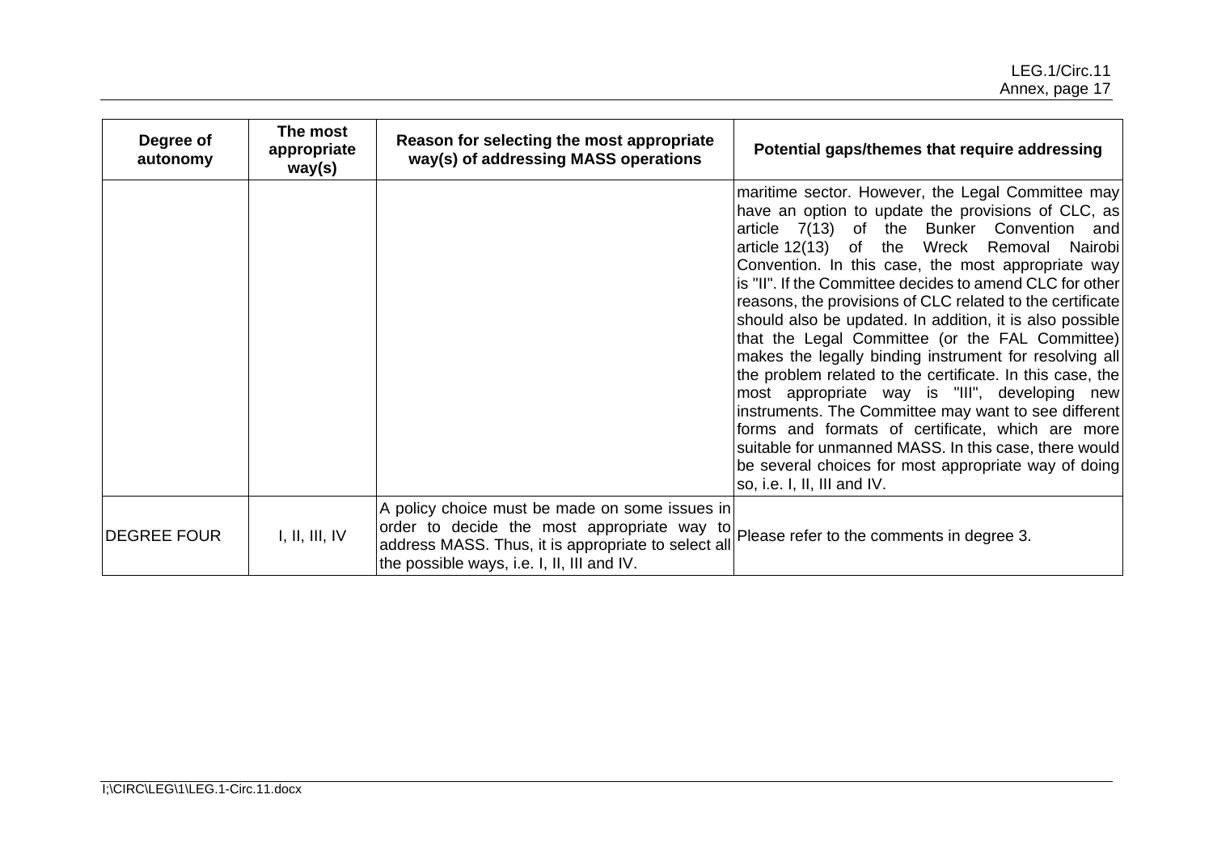| Degree of autonomy | The most appropriate way(s) | Reason for selecting the most appropriate way(s) of addressing MASS operations | Potential gaps/themes that require addressing |
|---|---|---|---|
| | | | maritime sector. However, the Legal Committee may have an option to update the provisions of CLC, as article 7(13) of the Bunker Convention and article 12(13) of the Wreck Removal Nairobi Convention. In this case, the most appropriate way is "II". If the Committee decides to amend CLC for other reasons, the provisions of CLC related to the certificate should also be updated. In addition, it is also possible that the Legal Committee (or the FAL Committee) makes the legally binding instrument for resolving all the problem related to the certificate. In this case, the most appropriate way is "III", developing new instruments. The Committee may want to see different forms and formats of certificate, which are more suitable for unmanned MASS. In this case, there would be several choices for most appropriate way of doing so, i.e. I, II, III and IV. |
| DEGREE FOUR | I, II, III, IV | A policy choice must be made on some issues in order to decide the most appropriate way to address MASS. Thus, it is appropriate to select all the possible ways, i.e. I, II, III and IV. | Please refer to the comments in degree 3. |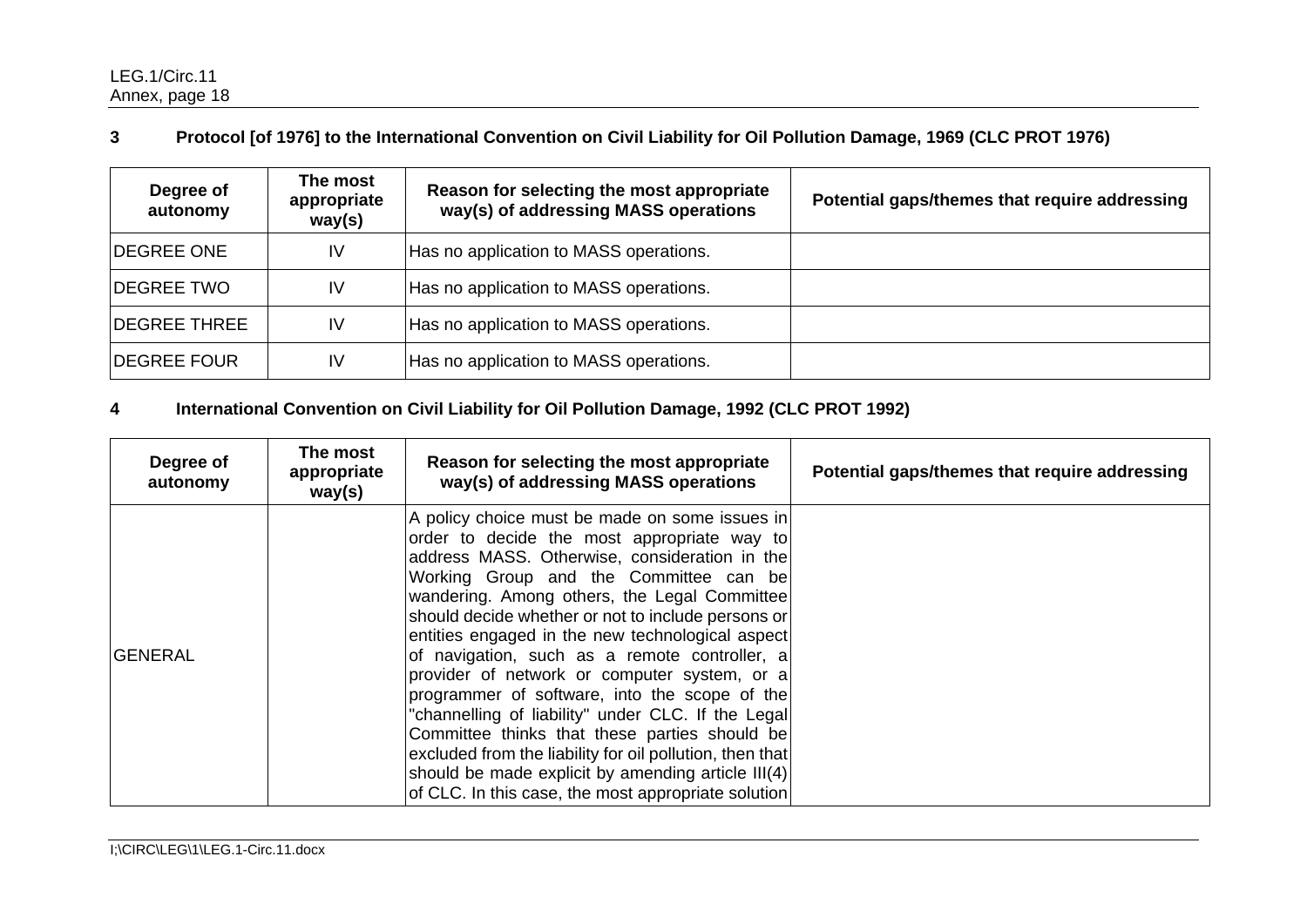### 3 Protocol [of 1976] to the International Convention on Civil Liability for Oil Pollution Damage, 1969 (CLC PROT 1976)

| Degree of autonomy | The most appropriate way(s) | Reason for selecting the most appropriate way(s) of addressing MASS operations | Potential gaps/themes that require addressing |
|---|---|---|---|
| DEGREE ONE | IV | Has no application to MASS operations. | |
| DEGREE TWO | IV | Has no application to MASS operations. | |
| DEGREE THREE | IV | Has no application to MASS operations. | |
| DEGREE FOUR | IV | Has no application to MASS operations. | |

### 4 International Convention on Civil Liability for Oil Pollution Damage, 1992 (CLC PROT 1992)

| Degree of autonomy | The most appropriate way(s) | Reason for selecting the most appropriate way(s) of addressing MASS operations | Potential gaps/themes that require addressing |
|---|---|---|---|
| GENERAL | | A policy choice must be made on some issues in order to decide the most appropriate way to address MASS. Otherwise, consideration in the Working Group and the Committee can be wandering. Among others, the Legal Committee should decide whether or not to include persons or entities engaged in the new technological aspect of navigation, such as a remote controller, a provider of network or computer system, or a programmer of software, into the scope of the "channelling of liability" under CLC. If the Legal Committee thinks that these parties should be excluded from the liability for oil pollution, then that should be made explicit by amending article III(4) of CLC. In this case, the most appropriate solution | |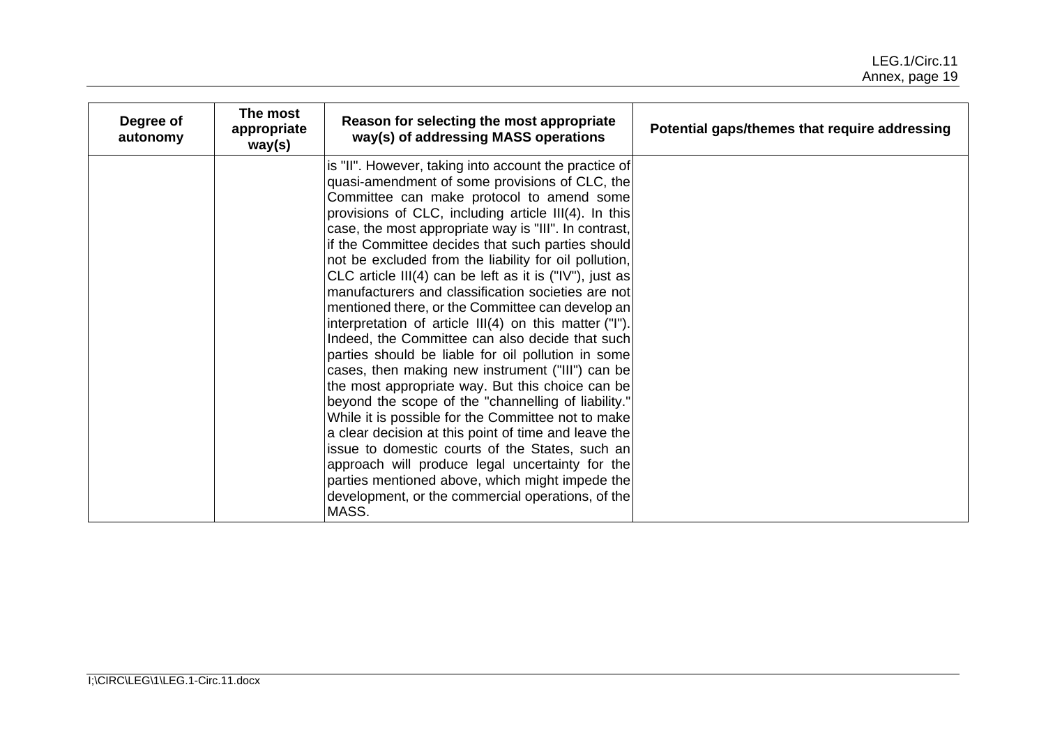| Degree of autonomy | The most appropriate way(s) | Reason for selecting the most appropriate way(s) of addressing MASS operations | Potential gaps/themes that require addressing |
|---|---|---|---|
| | | is "II". However, taking into account the practice of quasi-amendment of some provisions of CLC, the Committee can make protocol to amend some provisions of CLC, including article III(4). In this case, the most appropriate way is "III". In contrast, if the Committee decides that such parties should not be excluded from the liability for oil pollution, CLC article III(4) can be left as it is ("IV"), just as manufacturers and classification societies are not mentioned there, or the Committee can develop an interpretation of article III(4) on this matter ("I"). Indeed, the Committee can also decide that such parties should be liable for oil pollution in some cases, then making new instrument ("III") can be the most appropriate way. But this choice can be beyond the scope of the "channelling of liability." While it is possible for the Committee not to make a clear decision at this point of time and leave the issue to domestic courts of the States, such an approach will produce legal uncertainty for the parties mentioned above, which might impede the development, or the commercial operations, of the MASS. | |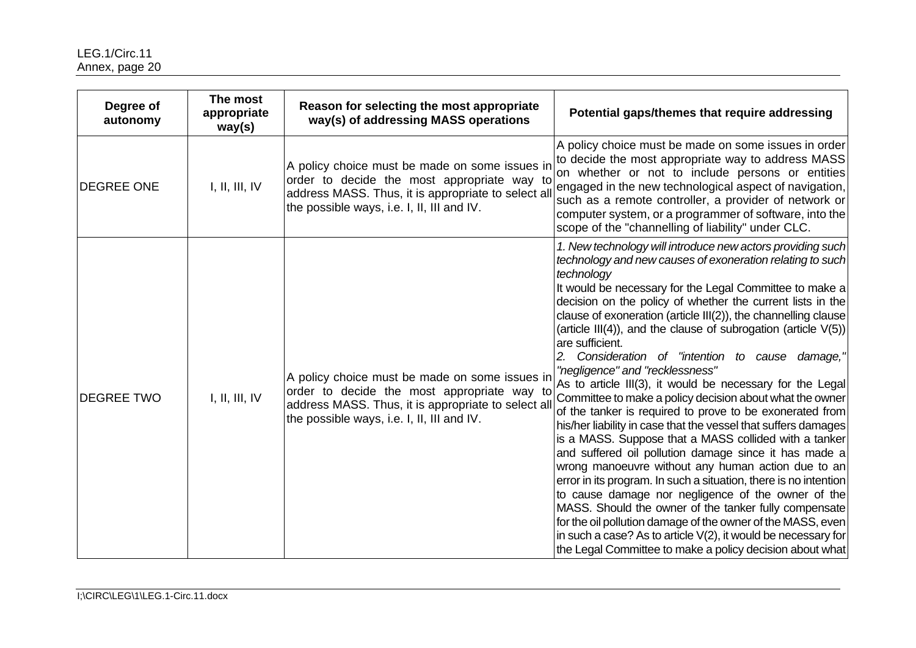| Degree of autonomy | The most appropriate way(s) | Reason for selecting the most appropriate way(s) of addressing MASS operations | Potential gaps/themes that require addressing |
|---|---|---|---|
| DEGREE ONE | I, II, III, IV | A policy choice must be made on some issues in order to decide the most appropriate way to address MASS. Thus, it is appropriate to select all the possible ways, i.e. I, II, III and IV. | A policy choice must be made on some issues in order to decide the most appropriate way to address MASS on whether or not to include persons or entities engaged in the new technological aspect of navigation, such as a remote controller, a provider of network or computer system, or a programmer of software, into the scope of the "channelling of liability" under CLC. |
| DEGREE TWO | I, II, III, IV | A policy choice must be made on some issues in order to decide the most appropriate way to address MASS. Thus, it is appropriate to select all the possible ways, i.e. I, II, III and IV. | *1. New technology will introduce new actors providing such technology and new causes of exoneration relating to such technology*<br>It would be necessary for the Legal Committee to make a decision on the policy of whether the current lists in the clause of exoneration (article III(2)), the channelling clause (article III(4)), and the clause of subrogation (article V(5)) are sufficient.<br>*2. Consideration of "intention to cause damage," "negligence" and "recklessness"*<br>As to article III(3), it would be necessary for the Legal Committee to make a policy decision about what the owner of the tanker is required to prove to be exonerated from his/her liability in case that the vessel that suffers damages is a MASS. Suppose that a MASS collided with a tanker and suffered oil pollution damage since it has made a wrong manoeuvre without any human action due to an error in its program. In such a situation, there is no intention to cause damage nor negligence of the owner of the MASS. Should the owner of the tanker fully compensate for the oil pollution damage of the owner of the MASS, even in such a case? As to article V(2), it would be necessary for the Legal Committee to make a policy decision about what |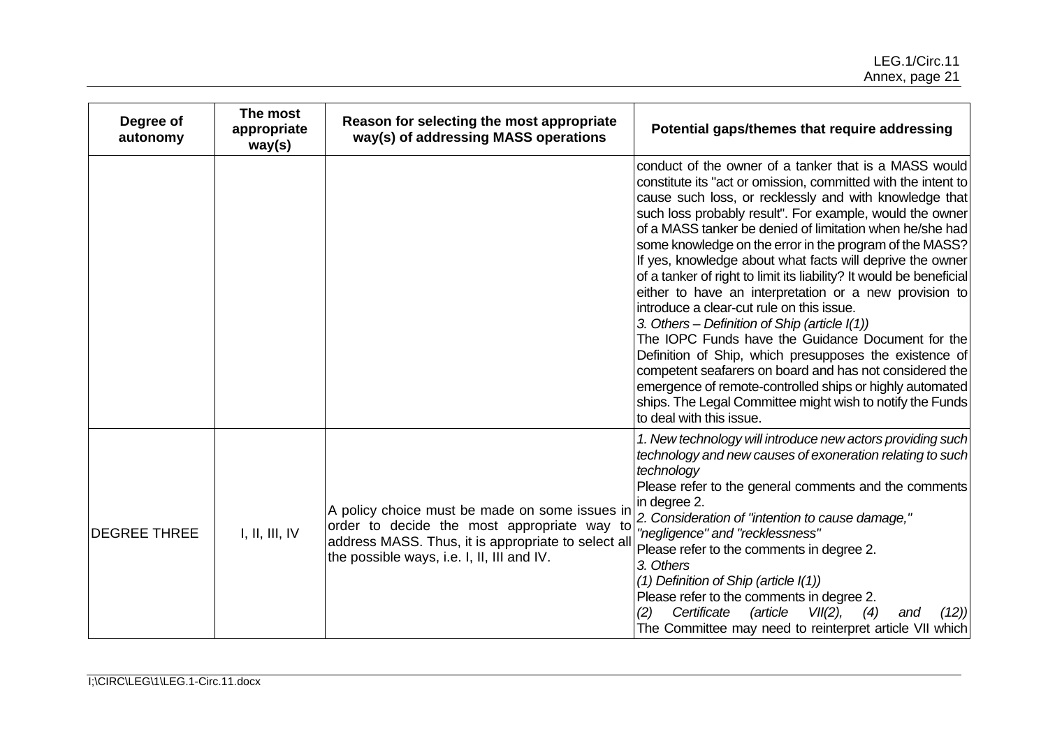| Degree of autonomy | The most appropriate way(s) | Reason for selecting the most appropriate way(s) of addressing MASS operations | Potential gaps/themes that require addressing |
|---|---|---|---|
| | | | conduct of the owner of a tanker that is a MASS would constitute its "act or omission, committed with the intent to cause such loss, or recklessly and with knowledge that such loss probably result". For example, would the owner of a MASS tanker be denied of limitation when he/she had some knowledge on the error in the program of the MASS? If yes, knowledge about what facts will deprive the owner of a tanker of right to limit its liability? It would be beneficial either to have an interpretation or a new provision to introduce a clear-cut rule on this issue.<br>*3. Others – Definition of Ship (article I(1))*<br>The IOPC Funds have the Guidance Document for the Definition of Ship, which presupposes the existence of competent seafarers on board and has not considered the emergence of remote-controlled ships or highly automated ships. The Legal Committee might wish to notify the Funds to deal with this issue. |
| DEGREE THREE | I, II, III, IV | A policy choice must be made on some issues in order to decide the most appropriate way to address MASS. Thus, it is appropriate to select all the possible ways, i.e. I, II, III and IV. | *1. New technology will introduce new actors providing such technology and new causes of exoneration relating to such technology*<br>Please refer to the general comments and the comments in degree 2.<br>*2. Consideration of "intention to cause damage," "negligence" and "recklessness"*<br>Please refer to the comments in degree 2.<br>*3. Others*<br>*(1) Definition of Ship (article I(1))*<br>Please refer to the comments in degree 2.<br>*(2) Certificate (article VII(2), (4) and (12))*<br>The Committee may need to reinterpret article VII which |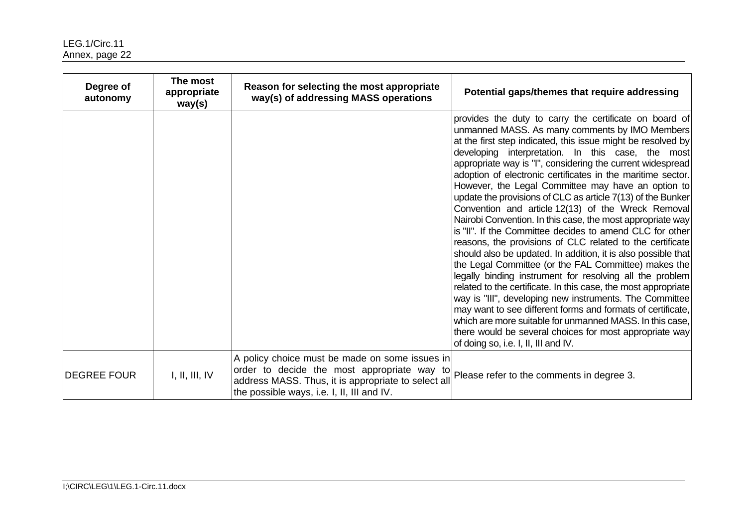| Degree of autonomy | The most appropriate way(s) | Reason for selecting the most appropriate way(s) of addressing MASS operations | Potential gaps/themes that require addressing |
|---|---|---|---|
| | | | provides the duty to carry the certificate on board of unmanned MASS. As many comments by IMO Members at the first step indicated, this issue might be resolved by developing interpretation. In this case, the most appropriate way is "I", considering the current widespread adoption of electronic certificates in the maritime sector. However, the Legal Committee may have an option to update the provisions of CLC as article 7(13) of the Bunker Convention and article 12(13) of the Wreck Removal Nairobi Convention. In this case, the most appropriate way is "II". If the Committee decides to amend CLC for other reasons, the provisions of CLC related to the certificate should also be updated. In addition, it is also possible that the Legal Committee (or the FAL Committee) makes the legally binding instrument for resolving all the problem related to the certificate. In this case, the most appropriate way is "III", developing new instruments. The Committee may want to see different forms and formats of certificate, which are more suitable for unmanned MASS. In this case, there would be several choices for most appropriate way of doing so, i.e. I, II, III and IV. |
| DEGREE FOUR | I, II, III, IV | A policy choice must be made on some issues in order to decide the most appropriate way to address MASS. Thus, it is appropriate to select all the possible ways, i.e. I, II, III and IV. | Please refer to the comments in degree 3. |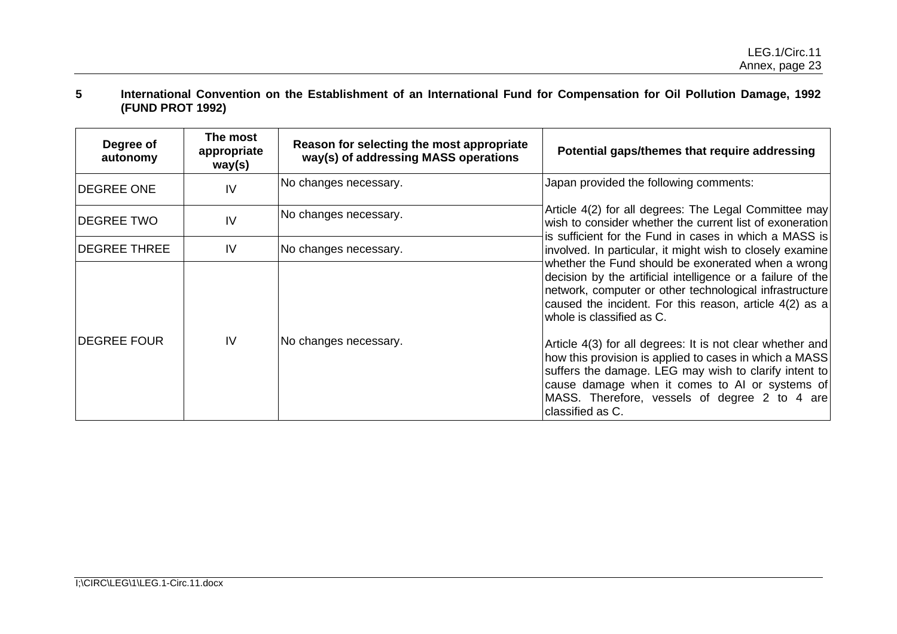## 5 International Convention on the Establishment of an International Fund for Compensation for Oil Pollution Damage, 1992 (FUND PROT 1992)

| Degree of autonomy | The most appropriate way(s) | Reason for selecting the most appropriate way(s) of addressing MASS operations | Potential gaps/themes that require addressing |
|---|---|---|---|
| DEGREE ONE | IV | No changes necessary. | Japan provided the following comments:<br><br>Article 4(2) for all degrees: The Legal Committee may wish to consider whether the current list of exoneration is sufficient for the Fund in cases in which a MASS is involved. In particular, it might wish to closely examine whether the Fund should be exonerated when a wrong decision by the artificial intelligence or a failure of the network, computer or other technological infrastructure caused the incident. For this reason, article 4(2) as a whole is classified as C.<br><br>Article 4(3) for all degrees: It is not clear whether and how this provision is applied to cases in which a MASS suffers the damage. LEG may wish to clarify intent to cause damage when it comes to AI or systems of MASS. Therefore, vessels of degree 2 to 4 are classified as C. |
| DEGREE TWO | IV | No changes necessary. | |
| DEGREE THREE | IV | No changes necessary. | |
| DEGREE FOUR | IV | No changes necessary. | |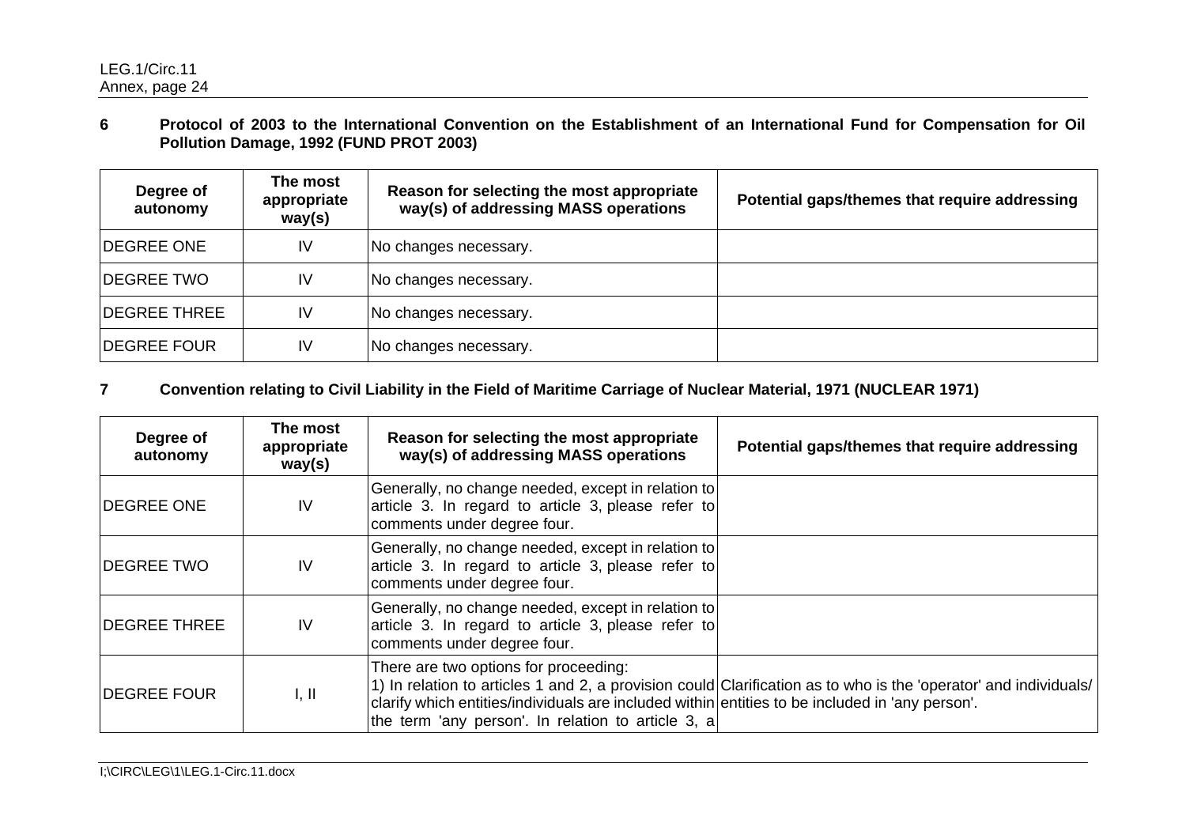### 6 Protocol of 2003 to the International Convention on the Establishment of an International Fund for Compensation for Oil Pollution Damage, 1992 (FUND PROT 2003)

| Degree of autonomy | The most appropriate way(s) | Reason for selecting the most appropriate way(s) of addressing MASS operations | Potential gaps/themes that require addressing |
|---|---|---|---|
| DEGREE ONE | IV | No changes necessary. | |
| DEGREE TWO | IV | No changes necessary. | |
| DEGREE THREE | IV | No changes necessary. | |
| DEGREE FOUR | IV | No changes necessary. | |

### 7 Convention relating to Civil Liability in the Field of Maritime Carriage of Nuclear Material, 1971 (NUCLEAR 1971)

| Degree of autonomy | The most appropriate way(s) | Reason for selecting the most appropriate way(s) of addressing MASS operations | Potential gaps/themes that require addressing |
|---|---|---|---|
| DEGREE ONE | IV | Generally, no change needed, except in relation to article 3. In regard to article 3, please refer to comments under degree four. | |
| DEGREE TWO | IV | Generally, no change needed, except in relation to article 3. In regard to article 3, please refer to comments under degree four. | |
| DEGREE THREE | IV | Generally, no change needed, except in relation to article 3. In regard to article 3, please refer to comments under degree four. | |
| DEGREE FOUR | I, II | There are two options for proceeding:<br>1) In relation to articles 1 and 2, a provision could clarify which entities/individuals are included within the term 'any person'. In relation to article 3, a | Clarification as to who is the 'operator' and individuals/ entities to be included in 'any person'. |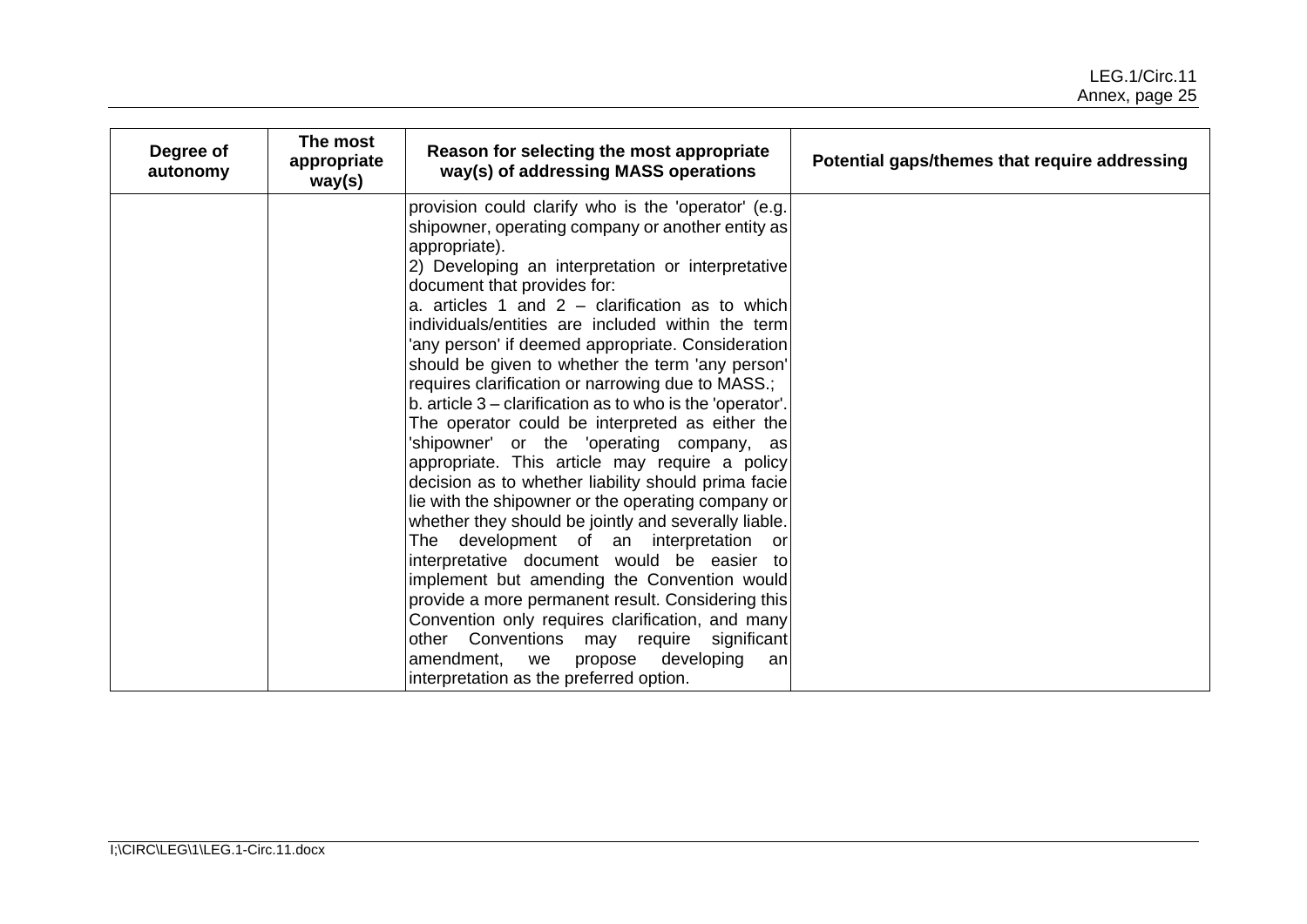| Degree of autonomy | The most appropriate way(s) | Reason for selecting the most appropriate way(s) of addressing MASS operations | Potential gaps/themes that require addressing |
|---|---|---|---|
| | | provision could clarify who is the 'operator' (e.g. shipowner, operating company or another entity as appropriate).<br>2) Developing an interpretation or interpretative document that provides for:<br>a. articles 1 and 2 – clarification as to which individuals/entities are included within the term 'any person' if deemed appropriate. Consideration should be given to whether the term 'any person' requires clarification or narrowing due to MASS.;<br>b. article 3 – clarification as to who is the 'operator'. The operator could be interpreted as either the 'shipowner' or the 'operating company, as appropriate. This article may require a policy decision as to whether liability should prima facie lie with the shipowner or the operating company or whether they should be jointly and severally liable. The development of an interpretation or interpretative document would be easier to implement but amending the Convention would provide a more permanent result. Considering this Convention only requires clarification, and many other Conventions may require significant amendment, we propose developing an interpretation as the preferred option. | |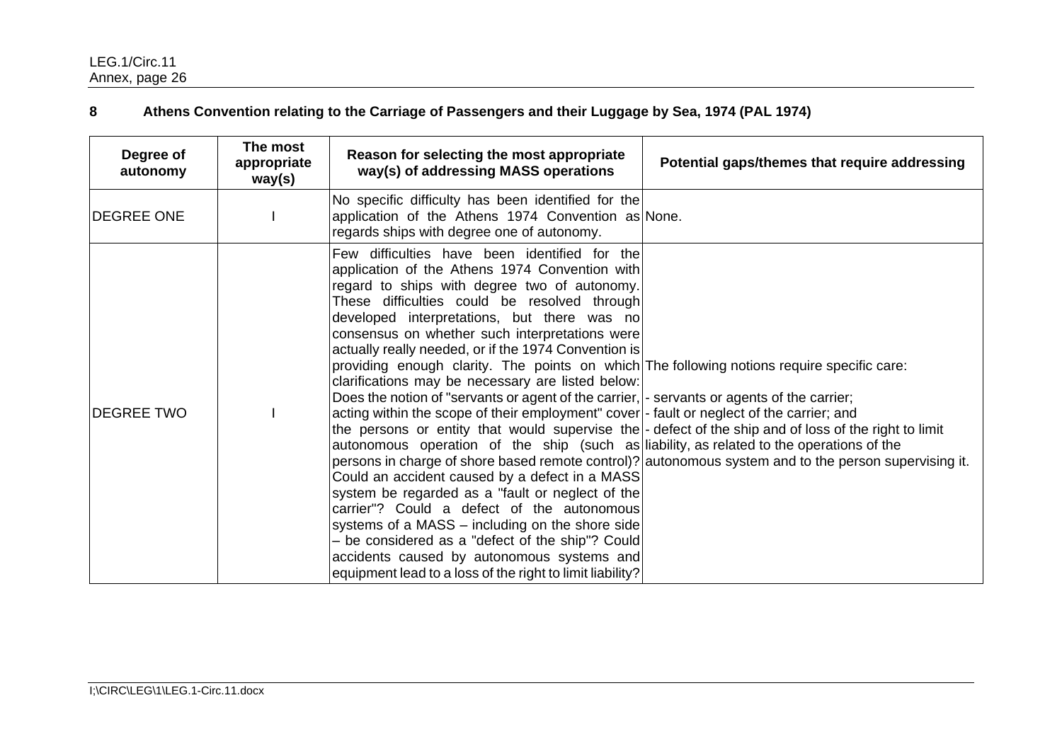## 8 Athens Convention relating to the Carriage of Passengers and their Luggage by Sea, 1974 (PAL 1974)

| Degree of autonomy | The most appropriate way(s) | Reason for selecting the most appropriate way(s) of addressing MASS operations | Potential gaps/themes that require addressing |
|---|---|---|---|
| DEGREE ONE | I | No specific difficulty has been identified for the application of the Athens 1974 Convention as regards ships with degree one of autonomy. | None. |
| DEGREE TWO | I | Few difficulties have been identified for the application of the Athens 1974 Convention with regard to ships with degree two of autonomy. These difficulties could be resolved through developed interpretations, but there was no consensus on whether such interpretations were actually really needed, or if the 1974 Convention is providing enough clarity. The points on which clarifications may be necessary are listed below: Does the notion of "servants or agent of the carrier, acting within the scope of their employment" cover the persons or entity that would supervise the autonomous operation of the ship (such as persons in charge of shore based remote control)? Could an accident caused by a defect in a MASS system be regarded as a "fault or neglect of the carrier"? Could a defect of the autonomous systems of a MASS – including on the shore side – be considered as a "defect of the ship"? Could accidents caused by autonomous systems and equipment lead to a loss of the right to limit liability? | The following notions require specific care:<br>- servants or agents of the carrier;<br>- fault or neglect of the carrier; and<br>- defect of the ship and of loss of the right to limit liability, as related to the operations of the autonomous system and to the person supervising it. |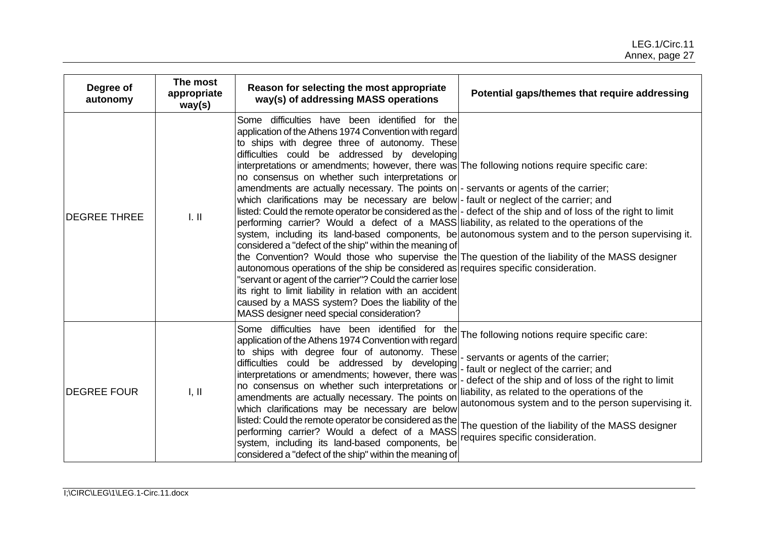| Degree of autonomy | The most appropriate way(s) | Reason for selecting the most appropriate way(s) of addressing MASS operations | Potential gaps/themes that require addressing |
|---|---|---|---|
| DEGREE THREE | I. II | Some difficulties have been identified for the application of the Athens 1974 Convention with regard to ships with degree three of autonomy. These difficulties could be addressed by developing interpretations or amendments; however, there was no consensus on whether such interpretations or amendments are actually necessary. The points on which clarifications may be necessary are below listed: Could the remote operator be considered as the performing carrier? Would a defect of a MASS system, including its land-based components, be considered a "defect of the ship" within the meaning of the Convention? Would those who supervise the autonomous operations of the ship be considered as "servant or agent of the carrier"? Could the carrier lose its right to limit liability in relation with an accident caused by a MASS system? Does the liability of the MASS designer need special consideration? | The following notions require specific care:<br>- servants or agents of the carrier;<br>- fault or neglect of the carrier; and<br>- defect of the ship and of loss of the right to limit liability, as related to the operations of the autonomous system and to the person supervising it.<br>The question of the liability of the MASS designer requires specific consideration. |
| DEGREE FOUR | I, II | Some difficulties have been identified for the application of the Athens 1974 Convention with regard to ships with degree four of autonomy. These difficulties could be addressed by developing interpretations or amendments; however, there was no consensus on whether such interpretations or amendments are actually necessary. The points on which clarifications may be necessary are below listed: Could the remote operator be considered as the performing carrier? Would a defect of a MASS system, including its land-based components, be considered a "defect of the ship" within the meaning of | The following notions require specific care:<br>- servants or agents of the carrier;<br>- fault or neglect of the carrier; and<br>- defect of the ship and of loss of the right to limit liability, as related to the operations of the autonomous system and to the person supervising it.<br>The question of the liability of the MASS designer requires specific consideration. |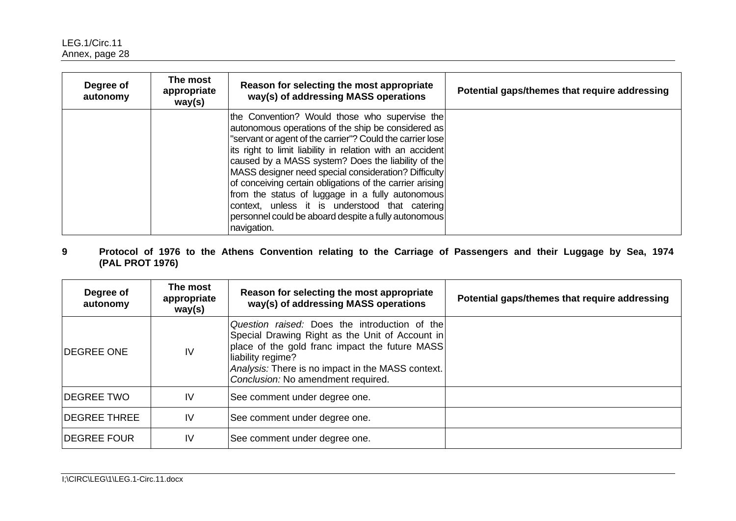| Degree of autonomy | The most appropriate way(s) | Reason for selecting the most appropriate way(s) of addressing MASS operations | Potential gaps/themes that require addressing |
|---|---|---|---|
| | | the Convention? Would those who supervise the autonomous operations of the ship be considered as "servant or agent of the carrier"? Could the carrier lose its right to limit liability in relation with an accident caused by a MASS system? Does the liability of the MASS designer need special consideration? Difficulty of conceiving certain obligations of the carrier arising from the status of luggage in a fully autonomous context, unless it is understood that catering personnel could be aboard despite a fully autonomous navigation. | |

**9 Protocol of 1976 to the Athens Convention relating to the Carriage of Passengers and their Luggage by Sea, 1974 (PAL PROT 1976)**

| Degree of autonomy | The most appropriate way(s) | Reason for selecting the most appropriate way(s) of addressing MASS operations | Potential gaps/themes that require addressing |
|---|---|---|---|
| DEGREE ONE | IV | *Question raised:* Does the introduction of the Special Drawing Right as the Unit of Account in place of the gold franc impact the future MASS liability regime?<br>*Analysis:* There is no impact in the MASS context.<br>*Conclusion:* No amendment required. | |
| DEGREE TWO | IV | See comment under degree one. | |
| DEGREE THREE | IV | See comment under degree one. | |
| DEGREE FOUR | IV | See comment under degree one. | |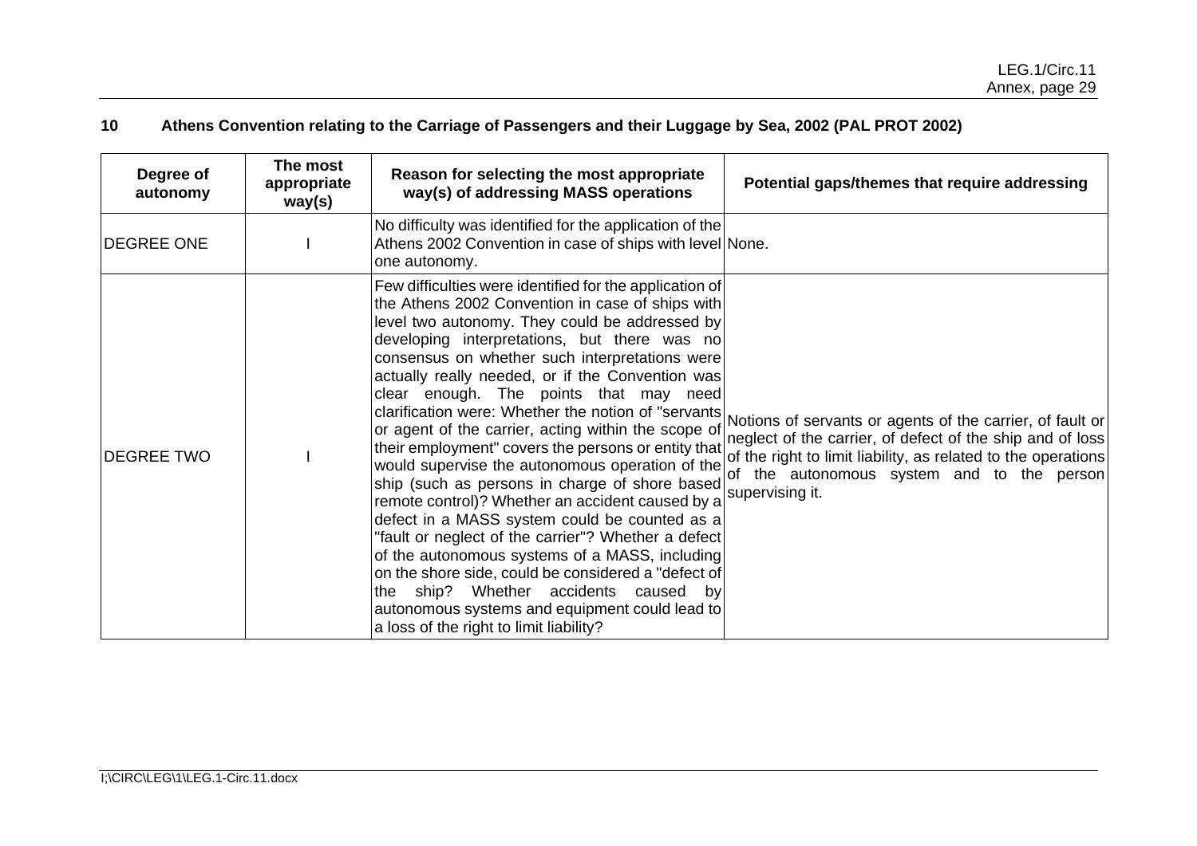## 10 Athens Convention relating to the Carriage of Passengers and their Luggage by Sea, 2002 (PAL PROT 2002)

| Degree of autonomy | The most appropriate way(s) | Reason for selecting the most appropriate way(s) of addressing MASS operations | Potential gaps/themes that require addressing |
|---|---|---|---|
| DEGREE ONE | I | No difficulty was identified for the application of the Athens 2002 Convention in case of ships with level one autonomy. | None. |
| DEGREE TWO | I | Few difficulties were identified for the application of the Athens 2002 Convention in case of ships with level two autonomy. They could be addressed by developing interpretations, but there was no consensus on whether such interpretations were actually really needed, or if the Convention was clear enough. The points that may need clarification were: Whether the notion of "servants or agent of the carrier, acting within the scope of their employment" covers the persons or entity that would supervise the autonomous operation of the ship (such as persons in charge of shore based remote control)? Whether an accident caused by a defect in a MASS system could be counted as a "fault or neglect of the carrier"? Whether a defect of the autonomous systems of a MASS, including on the shore side, could be considered a "defect of the ship? Whether accidents caused by autonomous systems and equipment could lead to a loss of the right to limit liability? | Notions of servants or agents of the carrier, of fault or neglect of the carrier, of defect of the ship and of loss of the right to limit liability, as related to the operations of the autonomous system and to the person supervising it. |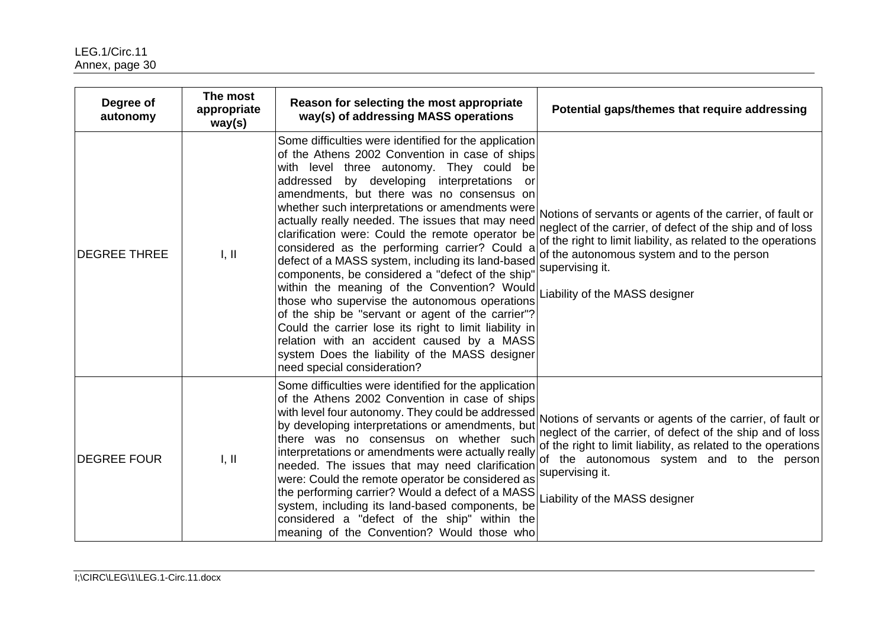| Degree of autonomy | The most appropriate way(s) | Reason for selecting the most appropriate way(s) of addressing MASS operations | Potential gaps/themes that require addressing |
|---|---|---|---|
| DEGREE THREE | I, II | Some difficulties were identified for the application of the Athens 2002 Convention in case of ships with level three autonomy. They could be addressed by developing interpretations or amendments, but there was no consensus on whether such interpretations or amendments were actually really needed. The issues that may need clarification were: Could the remote operator be considered as the performing carrier? Could a defect of a MASS system, including its land-based components, be considered a "defect of the ship" within the meaning of the Convention? Would those who supervise the autonomous operations of the ship be "servant or agent of the carrier"? Could the carrier lose its right to limit liability in relation with an accident caused by a MASS system Does the liability of the MASS designer need special consideration? | Notions of servants or agents of the carrier, of fault or neglect of the carrier, of defect of the ship and of loss of the right to limit liability, as related to the operations of the autonomous system and to the person supervising it.<br><br>Liability of the MASS designer |
| DEGREE FOUR | I, II | Some difficulties were identified for the application of the Athens 2002 Convention in case of ships with level four autonomy. They could be addressed by developing interpretations or amendments, but there was no consensus on whether such interpretations or amendments were actually really needed. The issues that may need clarification were: Could the remote operator be considered as the performing carrier? Would a defect of a MASS system, including its land-based components, be considered a "defect of the ship" within the meaning of the Convention? Would those who | Notions of servants or agents of the carrier, of fault or neglect of the carrier, of defect of the ship and of loss of the right to limit liability, as related to the operations of the autonomous system and to the person supervising it.<br><br>Liability of the MASS designer |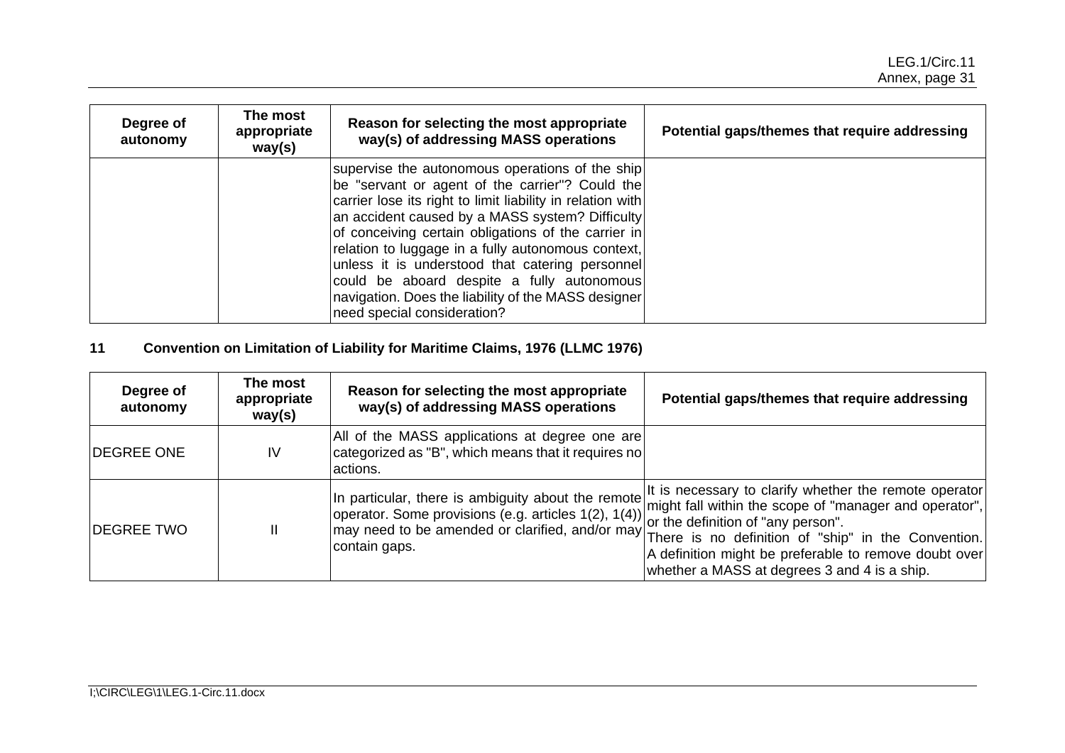| Degree of autonomy | The most appropriate way(s) | Reason for selecting the most appropriate way(s) of addressing MASS operations | Potential gaps/themes that require addressing |
|---|---|---|---|
| | | supervise the autonomous operations of the ship be "servant or agent of the carrier"? Could the carrier lose its right to limit liability in relation with an accident caused by a MASS system? Difficulty of conceiving certain obligations of the carrier in relation to luggage in a fully autonomous context, unless it is understood that catering personnel could be aboard despite a fully autonomous navigation. Does the liability of the MASS designer need special consideration? | |

## 11 Convention on Limitation of Liability for Maritime Claims, 1976 (LLMC 1976)

| Degree of autonomy | The most appropriate way(s) | Reason for selecting the most appropriate way(s) of addressing MASS operations | Potential gaps/themes that require addressing |
|---|---|---|---|
| DEGREE ONE | IV | All of the MASS applications at degree one are categorized as "B", which means that it requires no actions. | |
| DEGREE TWO | II | In particular, there is ambiguity about the remote operator. Some provisions (e.g. articles 1(2), 1(4)) may need to be amended or clarified, and/or may contain gaps. | It is necessary to clarify whether the remote operator might fall within the scope of "manager and operator", or the definition of "any person".<br>There is no definition of "ship" in the Convention. A definition might be preferable to remove doubt over whether a MASS at degrees 3 and 4 is a ship. |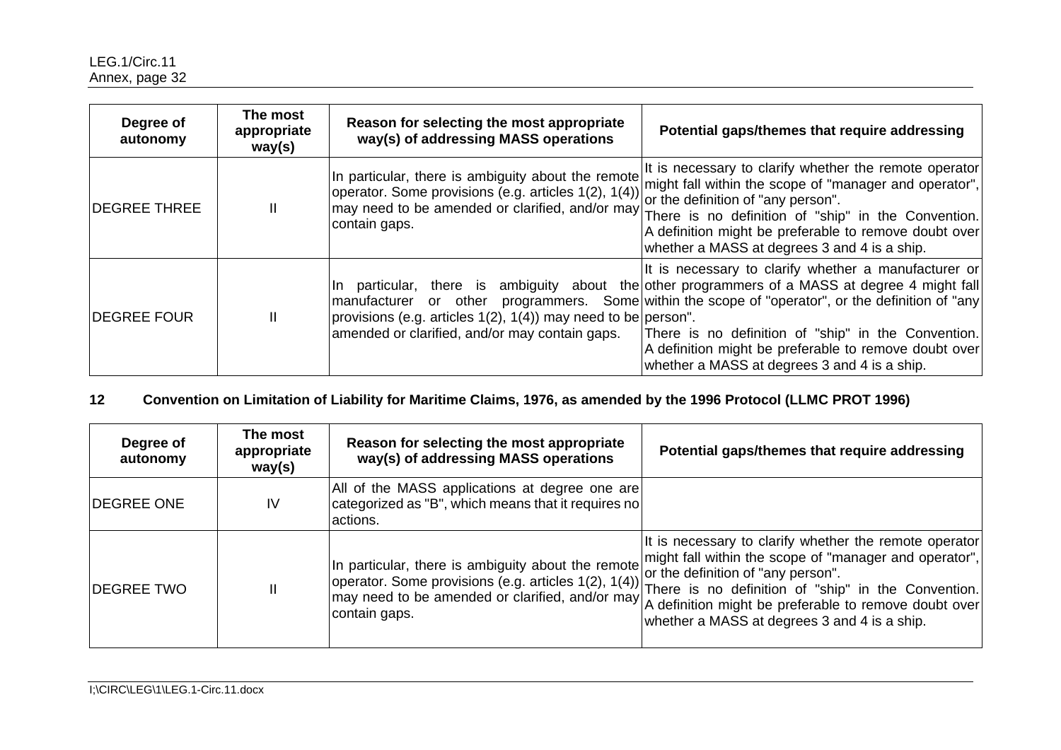| Degree of autonomy | The most appropriate way(s) | Reason for selecting the most appropriate way(s) of addressing MASS operations | Potential gaps/themes that require addressing |
|---|---|---|---|
| DEGREE THREE | II | In particular, there is ambiguity about the remote operator. Some provisions (e.g. articles 1(2), 1(4)) may need to be amended or clarified, and/or may contain gaps. | It is necessary to clarify whether the remote operator might fall within the scope of "manager and operator", or the definition of "any person". There is no definition of "ship" in the Convention. A definition might be preferable to remove doubt over whether a MASS at degrees 3 and 4 is a ship. |
| DEGREE FOUR | II | In particular, there is ambiguity about the manufacturer or other programmers. Some provisions (e.g. articles 1(2), 1(4)) may need to be amended or clarified, and/or may contain gaps. | It is necessary to clarify whether a manufacturer or other programmers of a MASS at degree 4 might fall within the scope of "operator", or the definition of "any person". There is no definition of "ship" in the Convention. A definition might be preferable to remove doubt over whether a MASS at degrees 3 and 4 is a ship. |

## 12 Convention on Limitation of Liability for Maritime Claims, 1976, as amended by the 1996 Protocol (LLMC PROT 1996)

| Degree of autonomy | The most appropriate way(s) | Reason for selecting the most appropriate way(s) of addressing MASS operations | Potential gaps/themes that require addressing |
|---|---|---|---|
| DEGREE ONE | IV | All of the MASS applications at degree one are categorized as "B", which means that it requires no actions. | |
| DEGREE TWO | II | In particular, there is ambiguity about the remote operator. Some provisions (e.g. articles 1(2), 1(4)) may need to be amended or clarified, and/or may contain gaps. | It is necessary to clarify whether the remote operator might fall within the scope of "manager and operator", or the definition of "any person". There is no definition of "ship" in the Convention. A definition might be preferable to remove doubt over whether a MASS at degrees 3 and 4 is a ship. |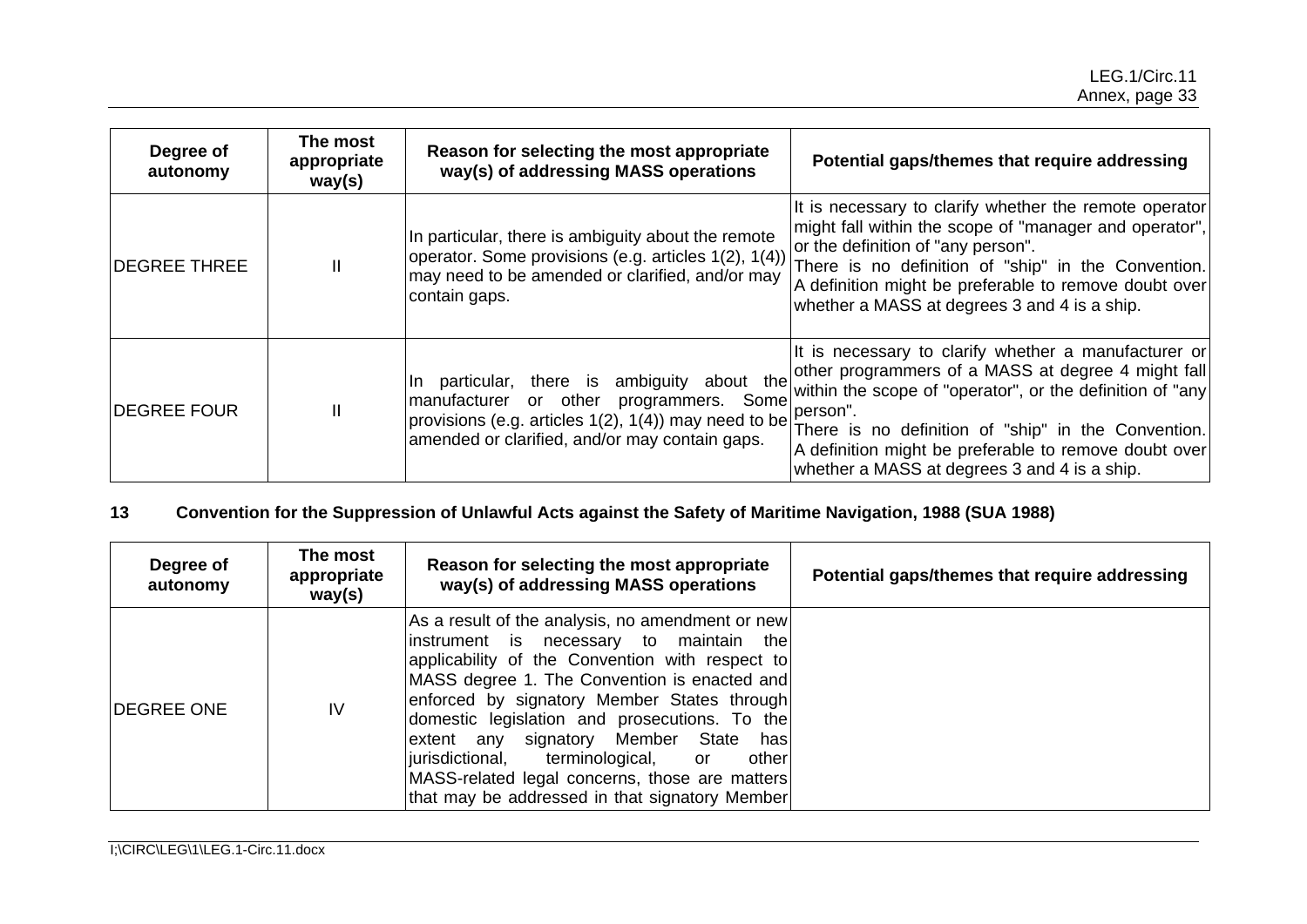| Degree of autonomy | The most appropriate way(s) | Reason for selecting the most appropriate way(s) of addressing MASS operations | Potential gaps/themes that require addressing |
|---|---|---|---|
| DEGREE THREE | II | In particular, there is ambiguity about the remote operator. Some provisions (e.g. articles 1(2), 1(4)) may need to be amended or clarified, and/or may contain gaps. | It is necessary to clarify whether the remote operator might fall within the scope of "manager and operator", or the definition of "any person". There is no definition of "ship" in the Convention. A definition might be preferable to remove doubt over whether a MASS at degrees 3 and 4 is a ship. |
| DEGREE FOUR | II | In particular, there is ambiguity about the manufacturer or other programmers. Some provisions (e.g. articles 1(2), 1(4)) may need to be amended or clarified, and/or may contain gaps. | It is necessary to clarify whether a manufacturer or other programmers of a MASS at degree 4 might fall within the scope of "operator", or the definition of "any person". There is no definition of "ship" in the Convention. A definition might be preferable to remove doubt over whether a MASS at degrees 3 and 4 is a ship. |

## 13 Convention for the Suppression of Unlawful Acts against the Safety of Maritime Navigation, 1988 (SUA 1988)

| Degree of autonomy | The most appropriate way(s) | Reason for selecting the most appropriate way(s) of addressing MASS operations | Potential gaps/themes that require addressing |
|---|---|---|---|
| DEGREE ONE | IV | As a result of the analysis, no amendment or new instrument is necessary to maintain the applicability of the Convention with respect to MASS degree 1. The Convention is enacted and enforced by signatory Member States through domestic legislation and prosecutions. To the extent any signatory Member State has jurisdictional, terminological, or other MASS-related legal concerns, those are matters that may be addressed in that signatory Member | |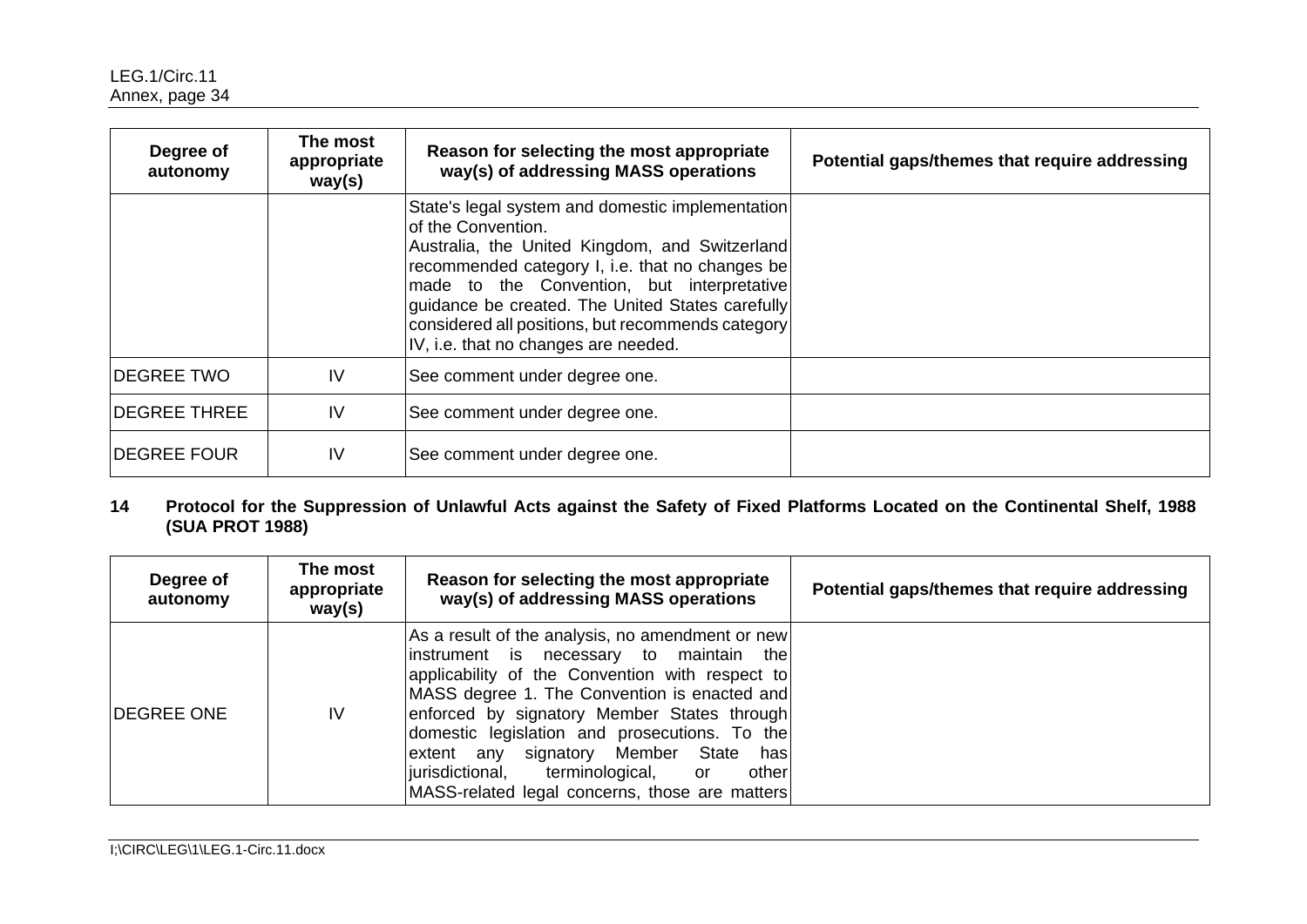| Degree of autonomy | The most appropriate way(s) | Reason for selecting the most appropriate way(s) of addressing MASS operations | Potential gaps/themes that require addressing |
|---|---|---|---|
| | | State's legal system and domestic implementation of the Convention. Australia, the United Kingdom, and Switzerland recommended category I, i.e. that no changes be made to the Convention, but interpretative guidance be created. The United States carefully considered all positions, but recommends category IV, i.e. that no changes are needed. | |
| DEGREE TWO | IV | See comment under degree one. | |
| DEGREE THREE | IV | See comment under degree one. | |
| DEGREE FOUR | IV | See comment under degree one. | |

**14 Protocol for the Suppression of Unlawful Acts against the Safety of Fixed Platforms Located on the Continental Shelf, 1988 (SUA PROT 1988)**

| Degree of autonomy | The most appropriate way(s) | Reason for selecting the most appropriate way(s) of addressing MASS operations | Potential gaps/themes that require addressing |
|---|---|---|---|
| DEGREE ONE | IV | As a result of the analysis, no amendment or new instrument is necessary to maintain the applicability of the Convention with respect to MASS degree 1. The Convention is enacted and enforced by signatory Member States through domestic legislation and prosecutions. To the extent any signatory Member State has jurisdictional, terminological, or other MASS-related legal concerns, those are matters | |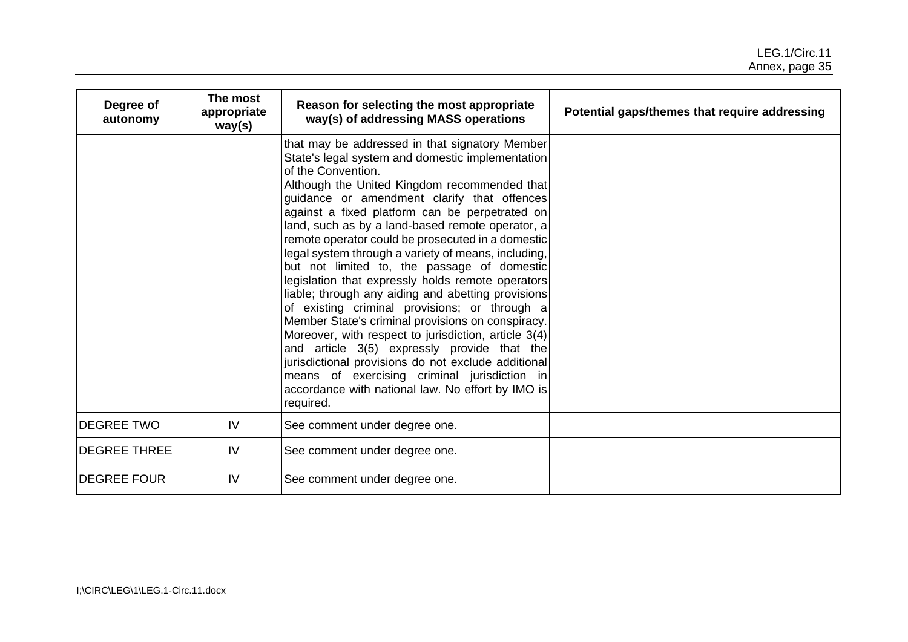| Degree of autonomy | The most appropriate way(s) | Reason for selecting the most appropriate way(s) of addressing MASS operations | Potential gaps/themes that require addressing |
|---|---|---|---|
| | | that may be addressed in that signatory Member State's legal system and domestic implementation of the Convention.<br>Although the United Kingdom recommended that guidance or amendment clarify that offences against a fixed platform can be perpetrated on land, such as by a land-based remote operator, a remote operator could be prosecuted in a domestic legal system through a variety of means, including, but not limited to, the passage of domestic legislation that expressly holds remote operators liable; through any aiding and abetting provisions of existing criminal provisions; or through a Member State's criminal provisions on conspiracy. Moreover, with respect to jurisdiction, article 3(4) and article 3(5) expressly provide that the jurisdictional provisions do not exclude additional means of exercising criminal jurisdiction in accordance with national law. No effort by IMO is required. | |
| DEGREE TWO | IV | See comment under degree one. | |
| DEGREE THREE | IV | See comment under degree one. | |
| DEGREE FOUR | IV | See comment under degree one. | |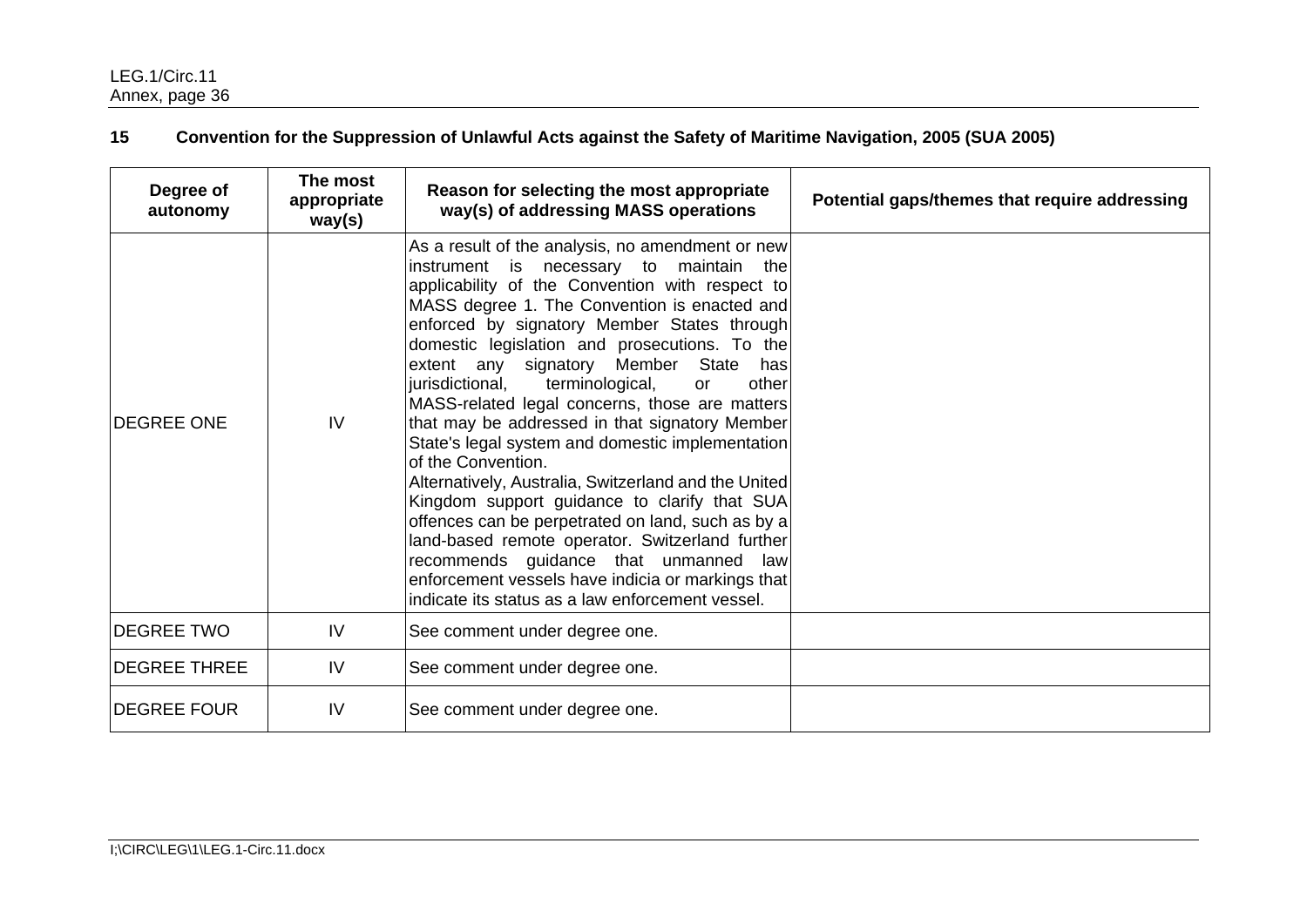## 15 Convention for the Suppression of Unlawful Acts against the Safety of Maritime Navigation, 2005 (SUA 2005)

| Degree of autonomy | The most appropriate way(s) | Reason for selecting the most appropriate way(s) of addressing MASS operations | Potential gaps/themes that require addressing |
|---|---|---|---|
| DEGREE ONE | IV | As a result of the analysis, no amendment or new instrument is necessary to maintain the applicability of the Convention with respect to MASS degree 1. The Convention is enacted and enforced by signatory Member States through domestic legislation and prosecutions. To the extent any signatory Member State has jurisdictional, terminological, or other MASS-related legal concerns, those are matters that may be addressed in that signatory Member State's legal system and domestic implementation of the Convention.<br>Alternatively, Australia, Switzerland and the United Kingdom support guidance to clarify that SUA offences can be perpetrated on land, such as by a land-based remote operator. Switzerland further recommends guidance that unmanned law enforcement vessels have indicia or markings that indicate its status as a law enforcement vessel. | |
| DEGREE TWO | IV | See comment under degree one. | |
| DEGREE THREE | IV | See comment under degree one. | |
| DEGREE FOUR | IV | See comment under degree one. | |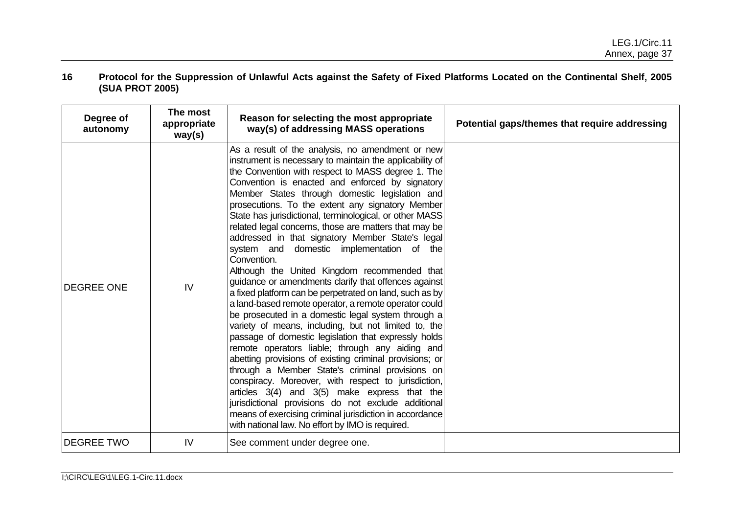## 16 Protocol for the Suppression of Unlawful Acts against the Safety of Fixed Platforms Located on the Continental Shelf, 2005 (SUA PROT 2005)

| Degree of autonomy | The most appropriate way(s) | Reason for selecting the most appropriate way(s) of addressing MASS operations | Potential gaps/themes that require addressing |
|---|---|---|---|
| DEGREE ONE | IV | As a result of the analysis, no amendment or new instrument is necessary to maintain the applicability of the Convention with respect to MASS degree 1. The Convention is enacted and enforced by signatory Member States through domestic legislation and prosecutions. To the extent any signatory Member State has jurisdictional, terminological, or other MASS related legal concerns, those are matters that may be addressed in that signatory Member State's legal system and domestic implementation of the Convention.<br>Although the United Kingdom recommended that guidance or amendments clarify that offences against a fixed platform can be perpetrated on land, such as by a land-based remote operator, a remote operator could be prosecuted in a domestic legal system through a variety of means, including, but not limited to, the passage of domestic legislation that expressly holds remote operators liable; through any aiding and abetting provisions of existing criminal provisions; or through a Member State's criminal provisions on conspiracy. Moreover, with respect to jurisdiction, articles 3(4) and 3(5) make express that the jurisdictional provisions do not exclude additional means of exercising criminal jurisdiction in accordance with national law. No effort by IMO is required. | |
| DEGREE TWO | IV | See comment under degree one. | |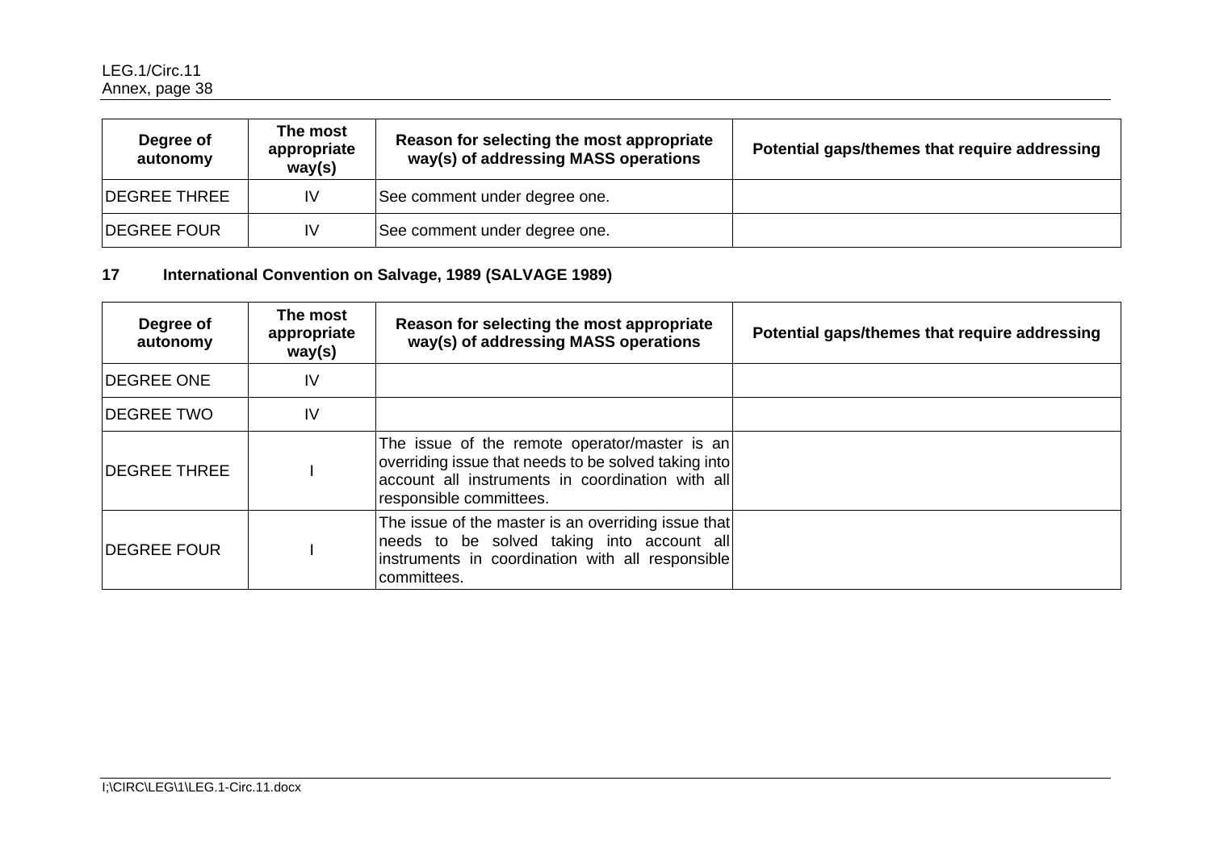| Degree of autonomy | The most appropriate way(s) | Reason for selecting the most appropriate way(s) of addressing MASS operations | Potential gaps/themes that require addressing |
|---|---|---|---|
| DEGREE THREE | IV | See comment under degree one. | |
| DEGREE FOUR | IV | See comment under degree one. | |

**17 International Convention on Salvage, 1989 (SALVAGE 1989)**

| Degree of autonomy | The most appropriate way(s) | Reason for selecting the most appropriate way(s) of addressing MASS operations | Potential gaps/themes that require addressing |
|---|---|---|---|
| DEGREE ONE | IV | | |
| DEGREE TWO | IV | | |
| DEGREE THREE | I | The issue of the remote operator/master is an overriding issue that needs to be solved taking into account all instruments in coordination with all responsible committees. | |
| DEGREE FOUR | I | The issue of the master is an overriding issue that needs to be solved taking into account all instruments in coordination with all responsible committees. | |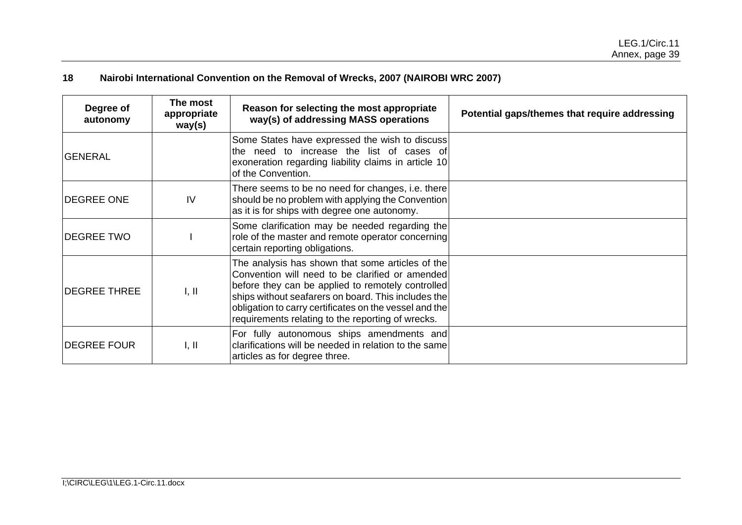## 18 Nairobi International Convention on the Removal of Wrecks, 2007 (NAIROBI WRC 2007)

| Degree of autonomy | The most appropriate way(s) | Reason for selecting the most appropriate way(s) of addressing MASS operations | Potential gaps/themes that require addressing |
|---|---|---|---|
| GENERAL | | Some States have expressed the wish to discuss the need to increase the list of cases of exoneration regarding liability claims in article 10 of the Convention. | |
| DEGREE ONE | IV | There seems to be no need for changes, i.e. there should be no problem with applying the Convention as it is for ships with degree one autonomy. | |
| DEGREE TWO | I | Some clarification may be needed regarding the role of the master and remote operator concerning certain reporting obligations. | |
| DEGREE THREE | I, II | The analysis has shown that some articles of the Convention will need to be clarified or amended before they can be applied to remotely controlled ships without seafarers on board. This includes the obligation to carry certificates on the vessel and the requirements relating to the reporting of wrecks. | |
| DEGREE FOUR | I, II | For fully autonomous ships amendments and clarifications will be needed in relation to the same articles as for degree three. | |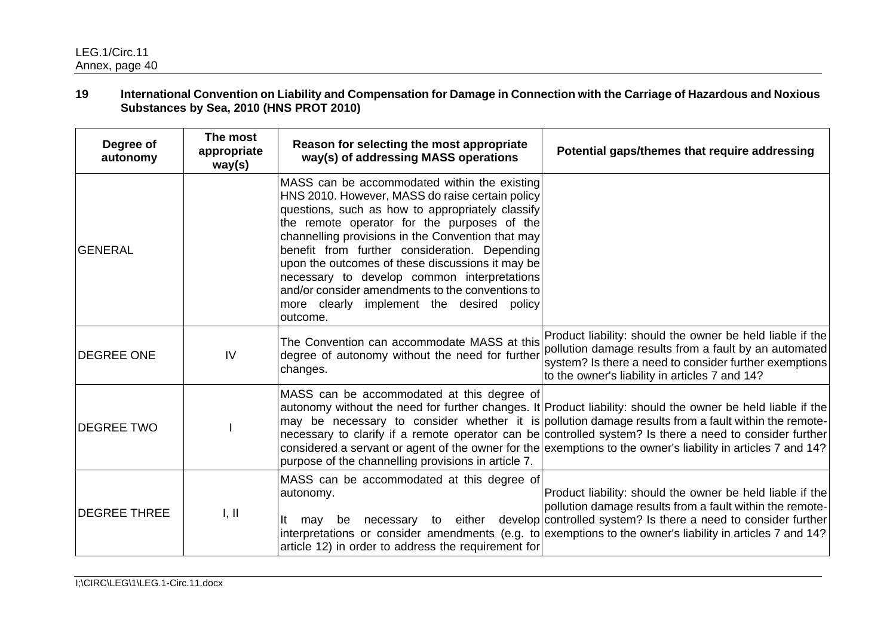## 19 International Convention on Liability and Compensation for Damage in Connection with the Carriage of Hazardous and Noxious Substances by Sea, 2010 (HNS PROT 2010)

| Degree of autonomy | The most appropriate way(s) | Reason for selecting the most appropriate way(s) of addressing MASS operations | Potential gaps/themes that require addressing |
|---|---|---|---|
| GENERAL | | MASS can be accommodated within the existing HNS 2010. However, MASS do raise certain policy questions, such as how to appropriately classify the remote operator for the purposes of the channelling provisions in the Convention that may benefit from further consideration. Depending upon the outcomes of these discussions it may be necessary to develop common interpretations and/or consider amendments to the conventions to more clearly implement the desired policy outcome. | |
| DEGREE ONE | IV | The Convention can accommodate MASS at this degree of autonomy without the need for further changes. | Product liability: should the owner be held liable if the pollution damage results from a fault by an automated system? Is there a need to consider further exemptions to the owner's liability in articles 7 and 14? |
| DEGREE TWO | I | MASS can be accommodated at this degree of autonomy without the need for further changes. It may be necessary to consider whether it is necessary to clarify if a remote operator can be considered a servant or agent of the owner for the purpose of the channelling provisions in article 7. | Product liability: should the owner be held liable if the pollution damage results from a fault within the remote-controlled system? Is there a need to consider further exemptions to the owner's liability in articles 7 and 14? |
| DEGREE THREE | I, II | MASS can be accommodated at this degree of autonomy.<br><br>It may be necessary to either develop interpretations or consider amendments (e.g. to article 12) in order to address the requirement for | Product liability: should the owner be held liable if the pollution damage results from a fault within the remote-controlled system? Is there a need to consider further exemptions to the owner's liability in articles 7 and 14? |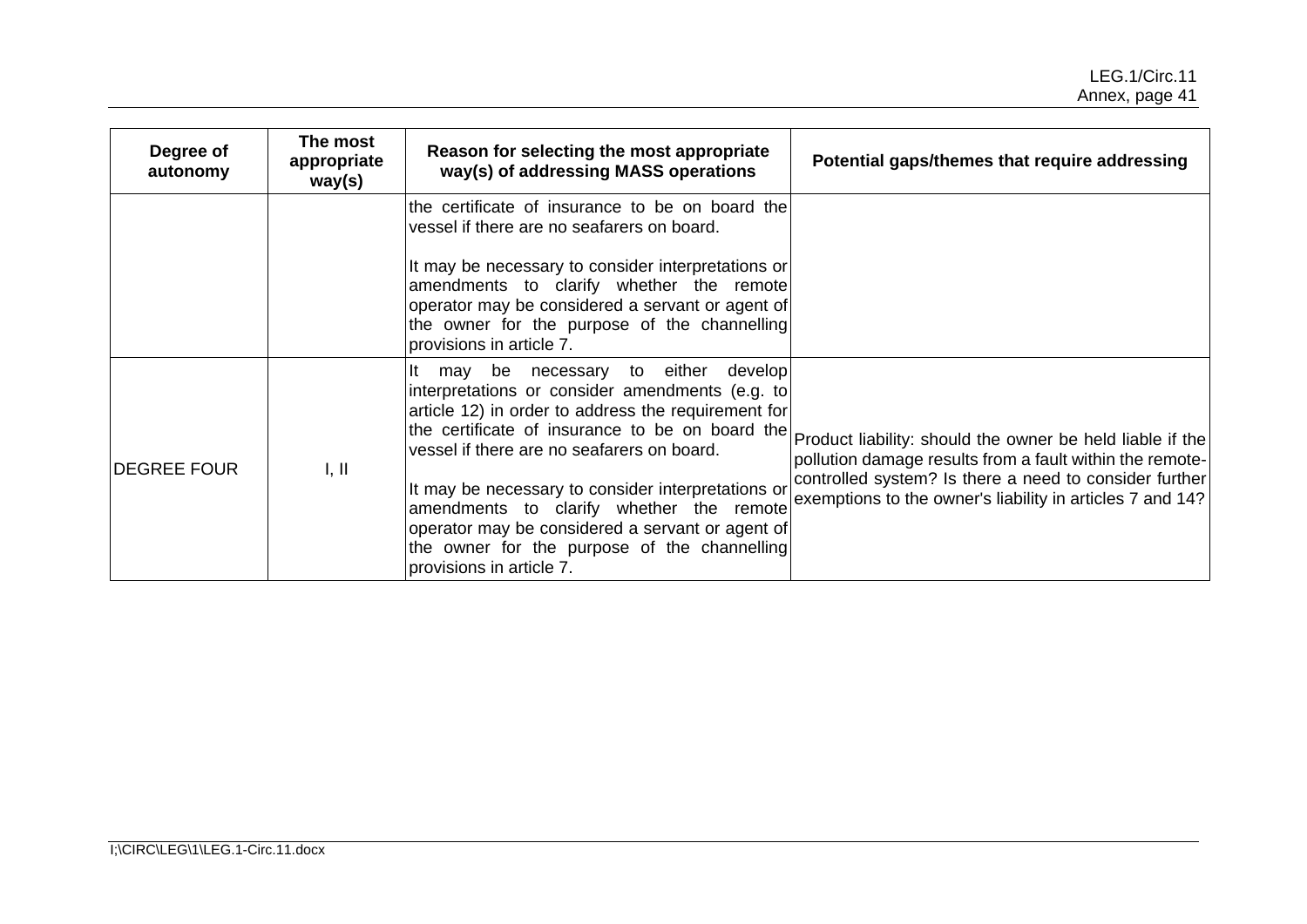| Degree of autonomy | The most appropriate way(s) | Reason for selecting the most appropriate way(s) of addressing MASS operations | Potential gaps/themes that require addressing |
|---|---|---|---|
| | | the certificate of insurance to be on board the vessel if there are no seafarers on board.<br><br>It may be necessary to consider interpretations or amendments to clarify whether the remote operator may be considered a servant or agent of the owner for the purpose of the channelling provisions in article 7. | |
| DEGREE FOUR | I, II | It may be necessary to either develop interpretations or consider amendments (e.g. to article 12) in order to address the requirement for the certificate of insurance to be on board the vessel if there are no seafarers on board.<br><br>It may be necessary to consider interpretations or amendments to clarify whether the remote operator may be considered a servant or agent of the owner for the purpose of the channelling provisions in article 7. | Product liability: should the owner be held liable if the pollution damage results from a fault within the remote-controlled system? Is there a need to consider further exemptions to the owner's liability in articles 7 and 14? |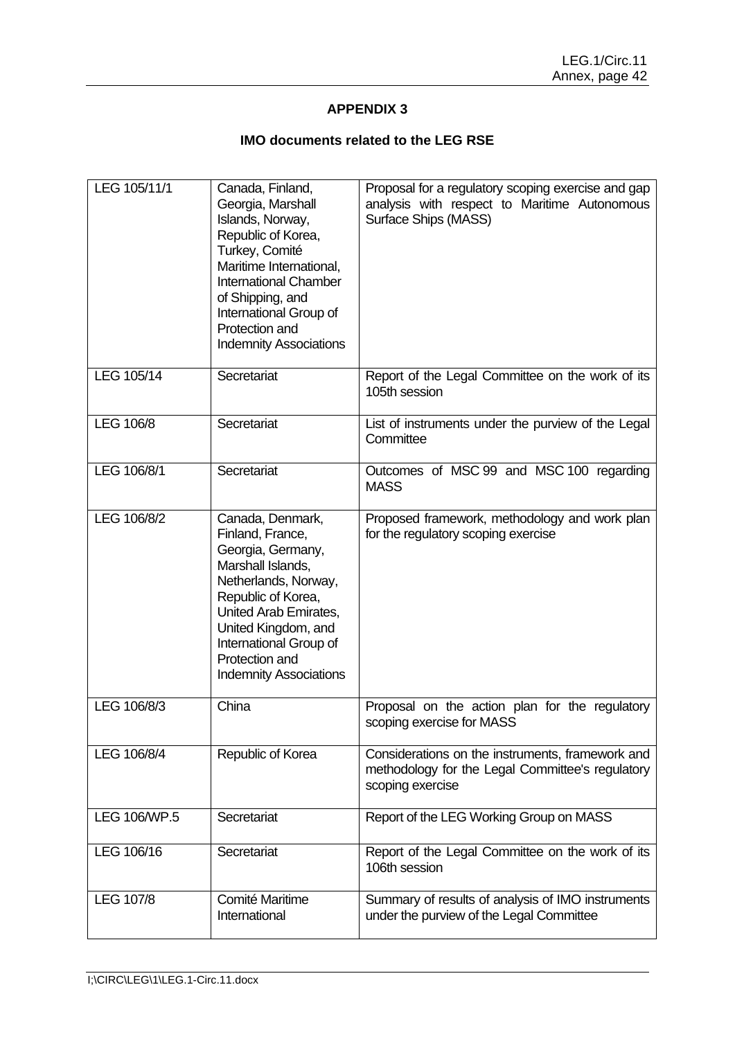## APPENDIX 3

### IMO documents related to the LEG RSE

| | | |
|---|---|---|
| LEG 105/11/1 | Canada, Finland, Georgia, Marshall Islands, Norway, Republic of Korea, Turkey, Comité Maritime International, International Chamber of Shipping, and International Group of Protection and Indemnity Associations | Proposal for a regulatory scoping exercise and gap analysis with respect to Maritime Autonomous Surface Ships (MASS) |
| LEG 105/14 | Secretariat | Report of the Legal Committee on the work of its 105th session |
| LEG 106/8 | Secretariat | List of instruments under the purview of the Legal Committee |
| LEG 106/8/1 | Secretariat | Outcomes of MSC 99 and MSC 100 regarding MASS |
| LEG 106/8/2 | Canada, Denmark, Finland, France, Georgia, Germany, Marshall Islands, Netherlands, Norway, Republic of Korea, United Arab Emirates, United Kingdom, and International Group of Protection and Indemnity Associations | Proposed framework, methodology and work plan for the regulatory scoping exercise |
| LEG 106/8/3 | China | Proposal on the action plan for the regulatory scoping exercise for MASS |
| LEG 106/8/4 | Republic of Korea | Considerations on the instruments, framework and methodology for the Legal Committee's regulatory scoping exercise |
| LEG 106/WP.5 | Secretariat | Report of the LEG Working Group on MASS |
| LEG 106/16 | Secretariat | Report of the Legal Committee on the work of its 106th session |
| LEG 107/8 | Comité Maritime International | Summary of results of analysis of IMO instruments under the purview of the Legal Committee |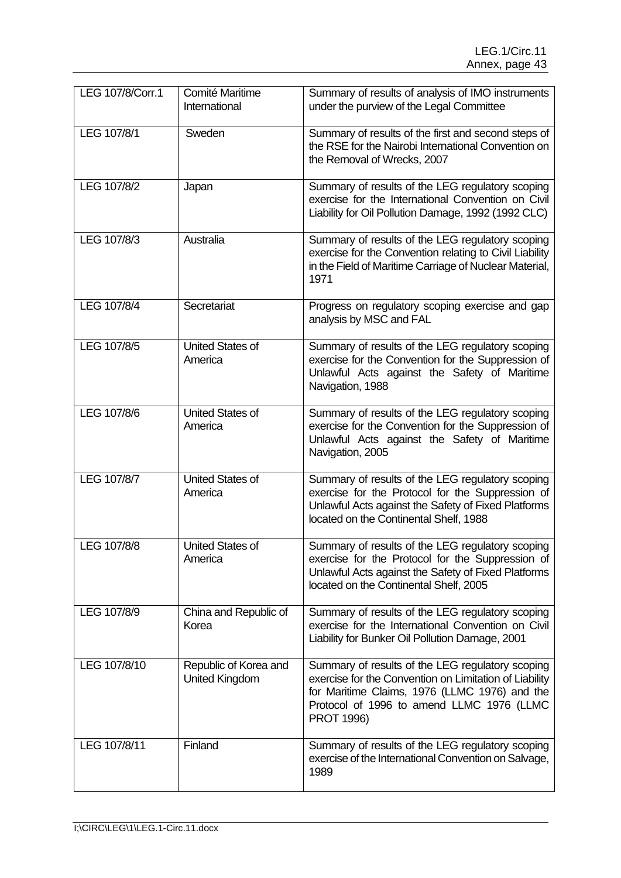| LEG 107/8/Corr.1 | Comité Maritime International | Summary of results of analysis of IMO instruments under the purview of the Legal Committee |
|---|---|---|
| LEG 107/8/1 | Sweden | Summary of results of the first and second steps of the RSE for the Nairobi International Convention on the Removal of Wrecks, 2007 |
| LEG 107/8/2 | Japan | Summary of results of the LEG regulatory scoping exercise for the International Convention on Civil Liability for Oil Pollution Damage, 1992 (1992 CLC) |
| LEG 107/8/3 | Australia | Summary of results of the LEG regulatory scoping exercise for the Convention relating to Civil Liability in the Field of Maritime Carriage of Nuclear Material, 1971 |
| LEG 107/8/4 | Secretariat | Progress on regulatory scoping exercise and gap analysis by MSC and FAL |
| LEG 107/8/5 | United States of America | Summary of results of the LEG regulatory scoping exercise for the Convention for the Suppression of Unlawful Acts against the Safety of Maritime Navigation, 1988 |
| LEG 107/8/6 | United States of America | Summary of results of the LEG regulatory scoping exercise for the Convention for the Suppression of Unlawful Acts against the Safety of Maritime Navigation, 2005 |
| LEG 107/8/7 | United States of America | Summary of results of the LEG regulatory scoping exercise for the Protocol for the Suppression of Unlawful Acts against the Safety of Fixed Platforms located on the Continental Shelf, 1988 |
| LEG 107/8/8 | United States of America | Summary of results of the LEG regulatory scoping exercise for the Protocol for the Suppression of Unlawful Acts against the Safety of Fixed Platforms located on the Continental Shelf, 2005 |
| LEG 107/8/9 | China and Republic of Korea | Summary of results of the LEG regulatory scoping exercise for the International Convention on Civil Liability for Bunker Oil Pollution Damage, 2001 |
| LEG 107/8/10 | Republic of Korea and United Kingdom | Summary of results of the LEG regulatory scoping exercise for the Convention on Limitation of Liability for Maritime Claims, 1976 (LLMC 1976) and the Protocol of 1996 to amend LLMC 1976 (LLMC PROT 1996) |
| LEG 107/8/11 | Finland | Summary of results of the LEG regulatory scoping exercise of the International Convention on Salvage, 1989 |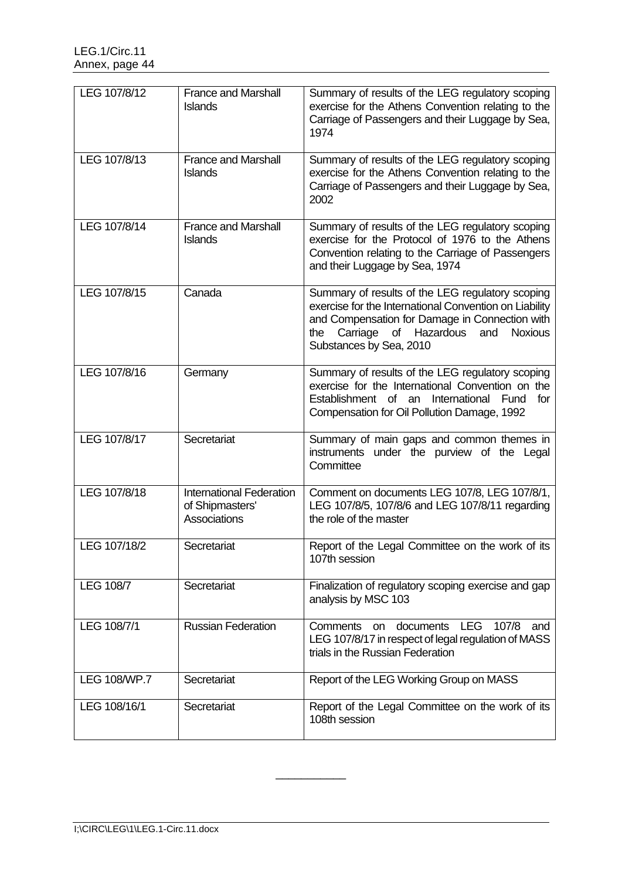| | | |
|---|---|---|
| LEG 107/8/12 | France and Marshall Islands | Summary of results of the LEG regulatory scoping exercise for the Athens Convention relating to the Carriage of Passengers and their Luggage by Sea, 1974 |
| LEG 107/8/13 | France and Marshall Islands | Summary of results of the LEG regulatory scoping exercise for the Athens Convention relating to the Carriage of Passengers and their Luggage by Sea, 2002 |
| LEG 107/8/14 | France and Marshall Islands | Summary of results of the LEG regulatory scoping exercise for the Protocol of 1976 to the Athens Convention relating to the Carriage of Passengers and their Luggage by Sea, 1974 |
| LEG 107/8/15 | Canada | Summary of results of the LEG regulatory scoping exercise for the International Convention on Liability and Compensation for Damage in Connection with the Carriage of Hazardous and Noxious Substances by Sea, 2010 |
| LEG 107/8/16 | Germany | Summary of results of the LEG regulatory scoping exercise for the International Convention on the Establishment of an International Fund for Compensation for Oil Pollution Damage, 1992 |
| LEG 107/8/17 | Secretariat | Summary of main gaps and common themes in instruments under the purview of the Legal Committee |
| LEG 107/8/18 | International Federation of Shipmasters' Associations | Comment on documents LEG 107/8, LEG 107/8/1, LEG 107/8/5, 107/8/6 and LEG 107/8/11 regarding the role of the master |
| LEG 107/18/2 | Secretariat | Report of the Legal Committee on the work of its 107th session |
| LEG 108/7 | Secretariat | Finalization of regulatory scoping exercise and gap analysis by MSC 103 |
| LEG 108/7/1 | Russian Federation | Comments on documents LEG 107/8 and LEG 107/8/17 in respect of legal regulation of MASS trials in the Russian Federation |
| LEG 108/WP.7 | Secretariat | Report of the LEG Working Group on MASS |
| LEG 108/16/1 | Secretariat | Report of the Legal Committee on the work of its 108th session |

___________